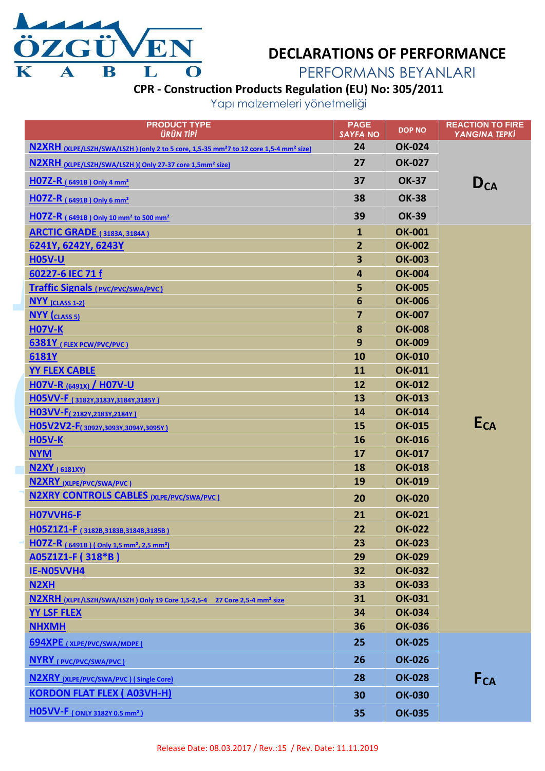ÖZGÜVEN KABLO

# DECLARATIONS OF PERFORMANCE

## PERFORMANS BEYANLARI

### CPR - Construction Products Regulation (EU) No: 305/2011

Yapı malzemeleri yönetmeliği

| PRODUCT TYPE *ÜRÜN TİPİ* | PAGE *SAYFA NO* | DOP NO | REACTION TO FIRE *YANGINA TEPKİ* |
|---|---|---|---|
| N2XRH (XLPE/LSZH/SWA/LSZH ) (only 2 to 5 core, 1,5-35 mm²7 to 12 core 1,5-4 mm² size) | 24 | OK-024 | $D_{CA}$ |
| N2XRH (XLPE/LSZH/SWA/LSZH )( Only 27-37 core 1,5mm² size) | 27 | OK-027 | |
| H07Z-R ( 6491B ) Only 4 mm² | 37 | OK-37 | |
| H07Z-R ( 6491B ) Only 6 mm² | 38 | OK-38 | |
| H07Z-R ( 6491B ) Only 10 mm² to 500 mm² | 39 | OK-39 | |
| ARCTIC GRADE ( 3183A, 3184A ) | 1 | OK-001 | $E_{CA}$ |
| 6241Y, 6242Y, 6243Y | 2 | OK-002 | |
| H05V-U | 3 | OK-003 | |
| 60227-6 IEC 71 f | 4 | OK-004 | |
| Traffic Signals ( PVC/PVC/SWA/PVC ) | 5 | OK-005 | |
| NYY (CLASS 1-2) | 6 | OK-006 | |
| NYY (CLASS 5) | 7 | OK-007 | |
| H07V-K | 8 | OK-008 | |
| 6381Y ( FLEX PCW/PVC/PVC ) | 9 | OK-009 | |
| 6181Y | 10 | OK-010 | |
| YY FLEX CABLE | 11 | OK-011 | |
| H07V-R (6491X) / H07V-U | 12 | OK-012 | |
| H05VV-F ( 3182Y,3183Y,3184Y,3185Y ) | 13 | OK-013 | |
| H03VV-F( 2182Y,2183Y,2184Y ) | 14 | OK-014 | |
| H05V2V2-F( 3092Y,3093Y,3094Y,3095Y ) | 15 | OK-015 | |
| H05V-K | 16 | OK-016 | |
| NYM | 17 | OK-017 | |
| N2XY ( 6181XY) | 18 | OK-018 | |
| N2XRY (XLPE/PVC/SWA/PVC ) | 19 | OK-019 | |
| N2XRY CONTROLS CABLES (XLPE/PVC/SWA/PVC ) | 20 | OK-020 | |
| H07VVH6-F | 21 | OK-021 | |
| H05Z1Z1-F ( 3182B,3183B,3184B,3185B ) | 22 | OK-022 | |
| H07Z-R ( 6491B ) ( Only 1,5 mm², 2,5 mm²) | 23 | OK-023 | |
| A05Z1Z1-F ( 318*B ) | 29 | OK-029 | |
| IE-N05VVH4 | 32 | OK-032 | |
| N2XH | 33 | OK-033 | |
| N2XRH (XLPE/LSZH/SWA/LSZH ) Only 19 Core 1,5-2,5-4 27 Core 2,5-4 mm² size | 31 | OK-031 | |
| YY LSF FLEX | 34 | OK-034 | |
| NHXMH | 36 | OK-036 | |
| 694XPE ( XLPE/PVC/SWA/MDPE ) | 25 | OK-025 | $F_{CA}$ |
| NYRY ( PVC/PVC/SWA/PVC ) | 26 | OK-026 | |
| N2XRY (XLPE/PVC/SWA/PVC ) ( Single Core) | 28 | OK-028 | |
| KORDON FLAT FLEX ( A03VH-H) | 30 | OK-030 | |
| H05VV-F ( ONLY 3182Y 0.5 mm² ) | 35 | OK-035 | |

Release Date: 08.03.2017 / Rev.:15 / Rev. Date: 11.11.2019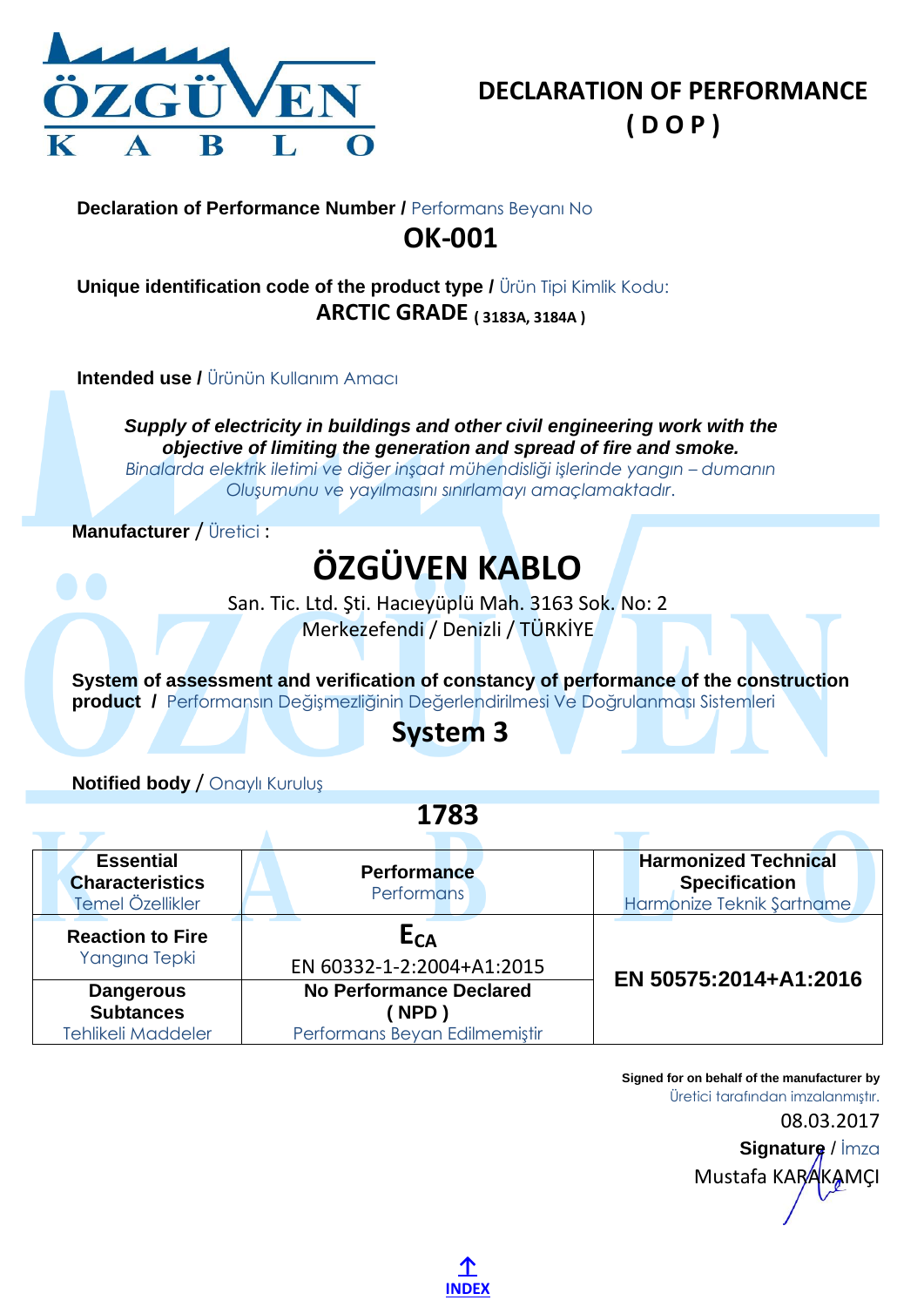# DECLARATION OF PERFORMANCE ( D O P )

**Declaration of Performance Number /** Performans Beyanı No

## OK-001

**Unique identification code of the product type /** Ürün Tipi Kimlik Kodu:

**ARCTIC GRADE** **( 3183A, 3184A )**

**Intended use /** Ürünün Kullanım Amacı

***Supply of electricity in buildings and other civil engineering work with the objective of limiting the generation and spread of fire and smoke.***

*Binalarda elektrik iletimi ve diğer inşaat mühendisliği işlerinde yangın – dumanın Oluşumunu ve yayılmasını sınırlamayı amaçlamaktadır.*

**Manufacturer** / Üretici :

## ÖZGÜVEN KABLO

San. Tic. Ltd. Şti. Hacıeyüplü Mah. 3163 Sok. No: 2
Merkezefendi / Denizli / TÜRKİYE

**System of assessment and verification of constancy of performance of the construction product /** Performansın Değişmezliğinin Değerlendirilmesi Ve Doğrulanması Sistemleri

## System 3

**Notified body** / Onaylı Kuruluş

## 1783

| **Essential Characteristics** Temel Özellikler | **Performance** Performans | **Harmonized Technical Specification** Harmonize Teknik Şartname |
|---|---|---|
| **Reaction to Fire** Yangına Tepki | $E_{CA}$ EN 60332-1-2:2004+A1:2015 | **EN 50575:2014+A1:2016** |
| **Dangerous Subtances** Tehlikeli Maddeler | **No Performance Declared ( NPD )** Performans Beyan Edilmemiştir | |

**Signed for on behalf of the manufacturer by**
Üretici tarafından imzalanmıştır.

08.03.2017

**Signature** / İmza

Mustafa KARAKAMÇI

**INDEX**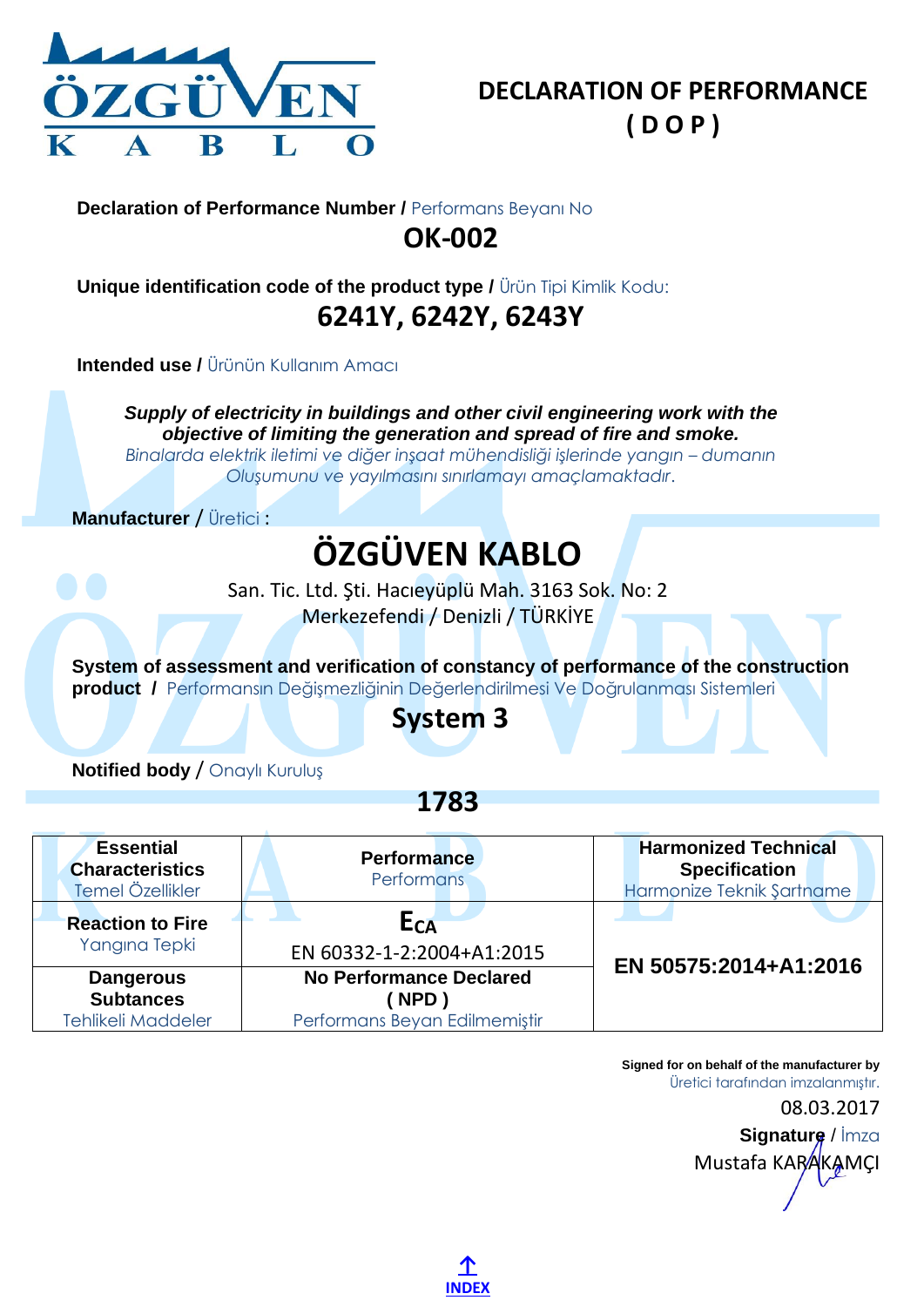# DECLARATION OF PERFORMANCE
# ( D O P )

**Declaration of Performance Number /** Performans Beyanı No

## OK-002

**Unique identification code of the product type /** Ürün Tipi Kimlik Kodu:

## 6241Y, 6242Y, 6243Y

**Intended use /** Ürünün Kullanım Amacı

***Supply of electricity in buildings and other civil engineering work with the objective of limiting the generation and spread of fire and smoke.***
*Binalarda elektrik iletimi ve diğer inşaat mühendisliği işlerinde yangın – dumanın Oluşumunu ve yayılmasını sınırlamayı amaçlamaktadır.*

**Manufacturer** / Üretici :

## ÖZGÜVEN KABLO

San. Tic. Ltd. Şti. Hacıeyüplü Mah. 3163 Sok. No: 2
Merkezefendi / Denizli / TÜRKİYE

**System of assessment and verification of constancy of performance of the construction product /** Performansın Değişmezliğinin Değerlendirilmesi Ve Doğrulanması Sistemleri

## System 3

**Notified body** / Onaylı Kuruluş

## 1783

| **Essential Characteristics** Temel Özellikler | **Performance** Performans | **Harmonized Technical Specification** Harmonize Teknik Şartname |
|---|---|---|
| **Reaction to Fire** Yangına Tepki | $E_{CA}$ EN 60332-1-2:2004+A1:2015 | **EN 50575:2014+A1:2016** |
| **Dangerous Subtances** Tehlikeli Maddeler | **No Performance Declared ( NPD )** Performans Beyan Edilmemiştir | |

**Signed for on behalf of the manufacturer by**
Üretici tarafından imzalanmıştır.

08.03.2017

**Signature** / İmza
Mustafa KARAKAMÇI

INDEX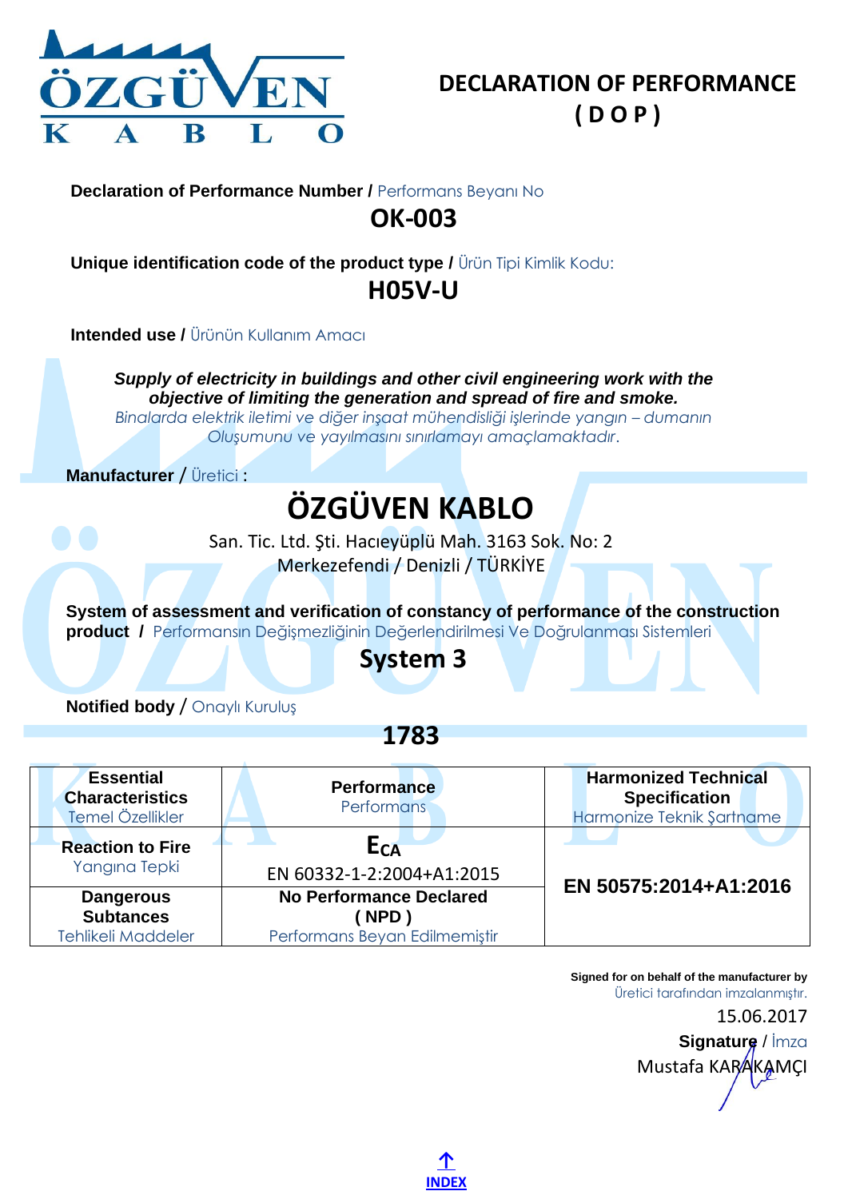# DECLARATION OF PERFORMANCE
# ( D O P )

**Declaration of Performance Number /** Performans Beyanı No

## OK-003

**Unique identification code of the product type /** Ürün Tipi Kimlik Kodu:

## H05V-U

**Intended use /** Ürünün Kullanım Amacı

***Supply of electricity in buildings and other civil engineering work with the objective of limiting the generation and spread of fire and smoke.***
*Binalarda elektrik iletimi ve diğer inşaat mühendisliği işlerinde yangın – dumanın Oluşumunu ve yayılmasını sınırlamayı amaçlamaktadır.*

**Manufacturer** / Üretici :

## ÖZGÜVEN KABLO

San. Tic. Ltd. Şti. Hacıeyüplü Mah. 3163 Sok. No: 2
Merkezefendi / Denizli / TÜRKİYE

**System of assessment and verification of constancy of performance of the construction product /** Performansın Değişmezliğinin Değerlendirilmesi Ve Doğrulanması Sistemleri

## System 3

**Notified body** / Onaylı Kuruluş

## 1783

| **Essential Characteristics** Temel Özellikler | **Performance** Performans | **Harmonized Technical Specification** Harmonize Teknik Şartname |
|---|---|---|
| **Reaction to Fire** Yangına Tepki | $E_{CA}$ EN 60332-1-2:2004+A1:2015 | **EN 50575:2014+A1:2016** |
| **Dangerous Subtances** Tehlikeli Maddeler | **No Performance Declared ( NPD )** Performans Beyan Edilmemiştir | |

**Signed for on behalf of the manufacturer by**
Üretici tarafından imzalanmıştır.
15.06.2017
**Signature** / İmza
Mustafa KARAKAMÇI

INDEX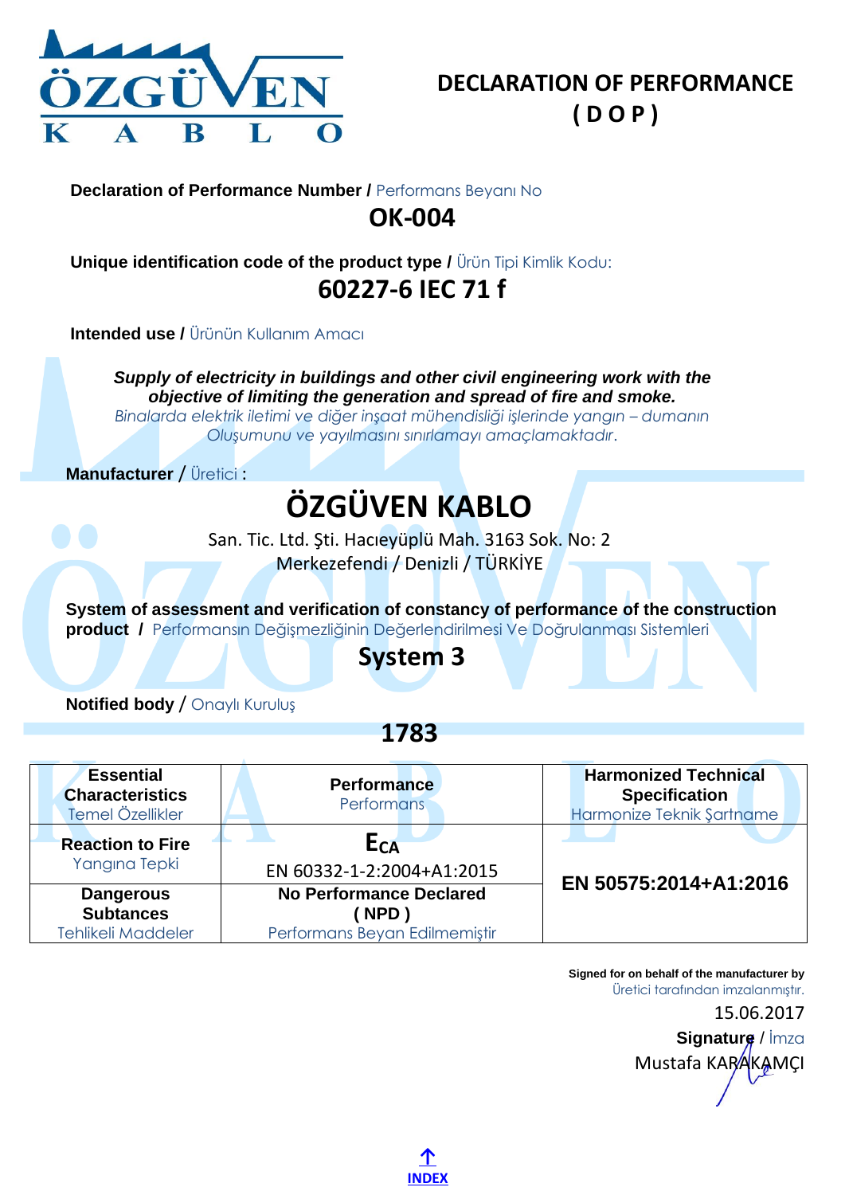# DECLARATION OF PERFORMANCE
# ( D O P )

**Declaration of Performance Number /** Performans Beyanı No

## OK-004

**Unique identification code of the product type /** Ürün Tipi Kimlik Kodu:

## 60227-6 IEC 71 f

**Intended use /** Ürünün Kullanım Amacı

***Supply of electricity in buildings and other civil engineering work with the objective of limiting the generation and spread of fire and smoke.***
*Binalarda elektrik iletimi ve diğer inşaat mühendisliği işlerinde yangın – dumanın Oluşumunu ve yayılmasını sınırlamayı amaçlamaktadır.*

**Manufacturer** / Üretici :

## ÖZGÜVEN KABLO

San. Tic. Ltd. Şti. Hacıeyüplü Mah. 3163 Sok. No: 2
Merkezefendi / Denizli / TÜRKİYE

**System of assessment and verification of constancy of performance of the construction product /** Performansın Değişmezliğinin Değerlendirilmesi Ve Doğrulanması Sistemleri

## System 3

**Notified body** / Onaylı Kuruluş

## 1783

| **Essential Characteristics** Temel Özellikler | **Performance** Performans | **Harmonized Technical Specification** Harmonize Teknik Şartname |
|---|---|---|
| **Reaction to Fire** Yangına Tepki | $E_{CA}$ EN 60332-1-2:2004+A1:2015 | **EN 50575:2014+A1:2016** |
| **Dangerous Subtances** Tehlikeli Maddeler | **No Performance Declared ( NPD )** Performans Beyan Edilmemiştir | |

**Signed for on behalf of the manufacturer by**
Üretici tarafından imzalanmıştır.

15.06.2017

**Signature** / İmza

Mustafa KARAKAMÇI

↑ INDEX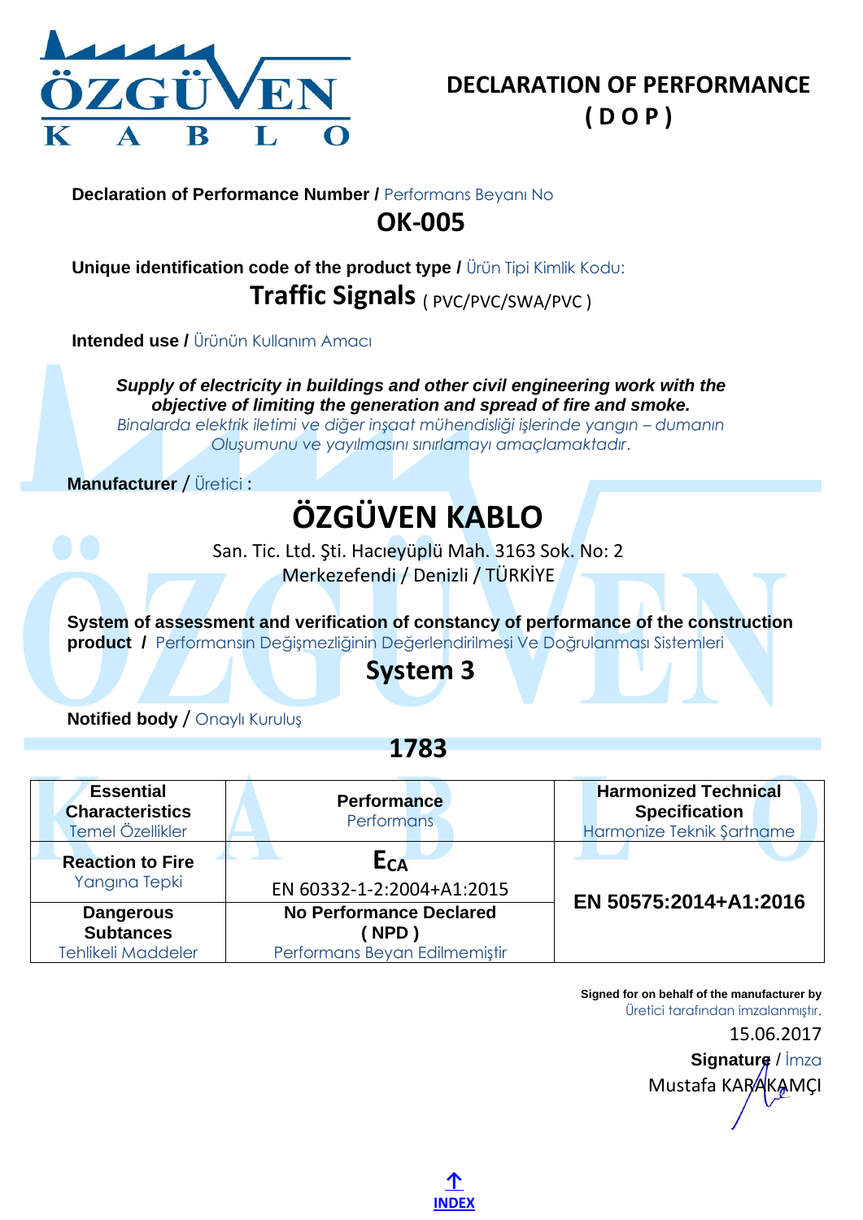# DECLARATION OF PERFORMANCE
# ( D O P )

**Declaration of Performance Number /** Performans Beyanı No

## OK-005

**Unique identification code of the product type /** Ürün Tipi Kimlik Kodu:

## Traffic Signals ( PVC/PVC/SWA/PVC )

**Intended use /** Ürünün Kullanım Amacı

***Supply of electricity in buildings and other civil engineering work with the objective of limiting the generation and spread of fire and smoke.***
*Binalarda elektrik iletimi ve diğer inşaat mühendisliği işlerinde yangın – dumanın Oluşumunu ve yayılmasını sınırlamayı amaçlamaktadır.*

**Manufacturer** / Üretici :

## ÖZGÜVEN KABLO

San. Tic. Ltd. Şti. Hacıeyüplü Mah. 3163 Sok. No: 2
Merkezefendi / Denizli / TÜRKİYE

**System of assessment and verification of constancy of performance of the construction product /** Performansın Değişmezliğinin Değerlendirilmesi Ve Doğrulanması Sistemleri

## System 3

**Notified body** / Onaylı Kuruluş

## 1783

| **Essential Characteristics** Temel Özellikler | **Performance** Performans | **Harmonized Technical Specification** Harmonize Teknik Şartname |
|---|---|---|
| **Reaction to Fire** Yangına Tepki | **$E_{CA}$** EN 60332-1-2:2004+A1:2015 | **EN 50575:2014+A1:2016** |
| **Dangerous Subtances** Tehlikeli Maddeler | **No Performance Declared ( NPD )** Performans Beyan Edilmemiştir | |

**Signed for on behalf of the manufacturer by**
Üretici tarafından imzalanmıştır.

15.06.2017

**Signature** / İmza

Mustafa KARAKAMÇI

↑ INDEX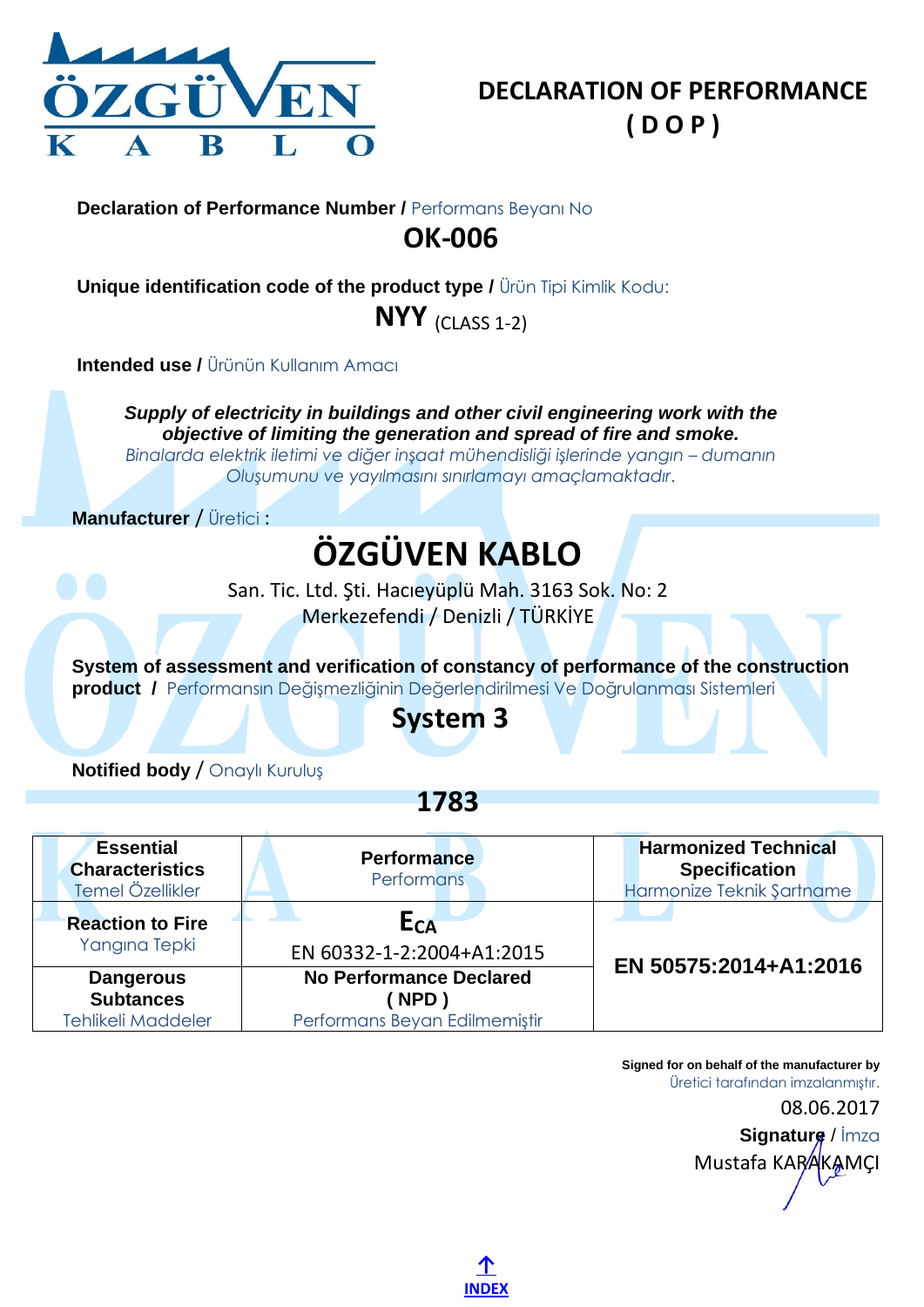# DECLARATION OF PERFORMANCE
# ( D O P )

**Declaration of Performance Number /** Performans Beyanı No

## OK-006

**Unique identification code of the product type /** Ürün Tipi Kimlik Kodu:

## NYY (CLASS 1-2)

**Intended use /** Ürünün Kullanım Amacı

***Supply of electricity in buildings and other civil engineering work with the objective of limiting the generation and spread of fire and smoke.***
*Binalarda elektrik iletimi ve diğer inşaat mühendisliği işlerinde yangın – dumanın Oluşumunu ve yayılmasını sınırlamayı amaçlamaktadır.*

**Manufacturer** / Üretici :

## ÖZGÜVEN KABLO

San. Tic. Ltd. Şti. Hacıeyüplü Mah. 3163 Sok. No: 2
Merkezefendi / Denizli / TÜRKİYE

**System of assessment and verification of constancy of performance of the construction product /** Performansın Değişmezliğinin Değerlendirilmesi Ve Doğrulanması Sistemleri

## System 3

**Notified body** / Onaylı Kuruluş

## 1783

| **Essential Characteristics** Temel Özellikler | **Performance** Performans | **Harmonized Technical Specification** Harmonize Teknik Şartname |
|---|---|---|
| **Reaction to Fire** Yangına Tepki | $E_{CA}$ EN 60332-1-2:2004+A1:2015 | **EN 50575:2014+A1:2016** |
| **Dangerous Subtances** Tehlikeli Maddeler | **No Performance Declared ( NPD )** Performans Beyan Edilmemiştir | |

**Signed for on behalf of the manufacturer by**
Üretici tarafından imzalanmıştır.

08.06.2017

**Signature** / İmza
Mustafa KARAKAMÇI

INDEX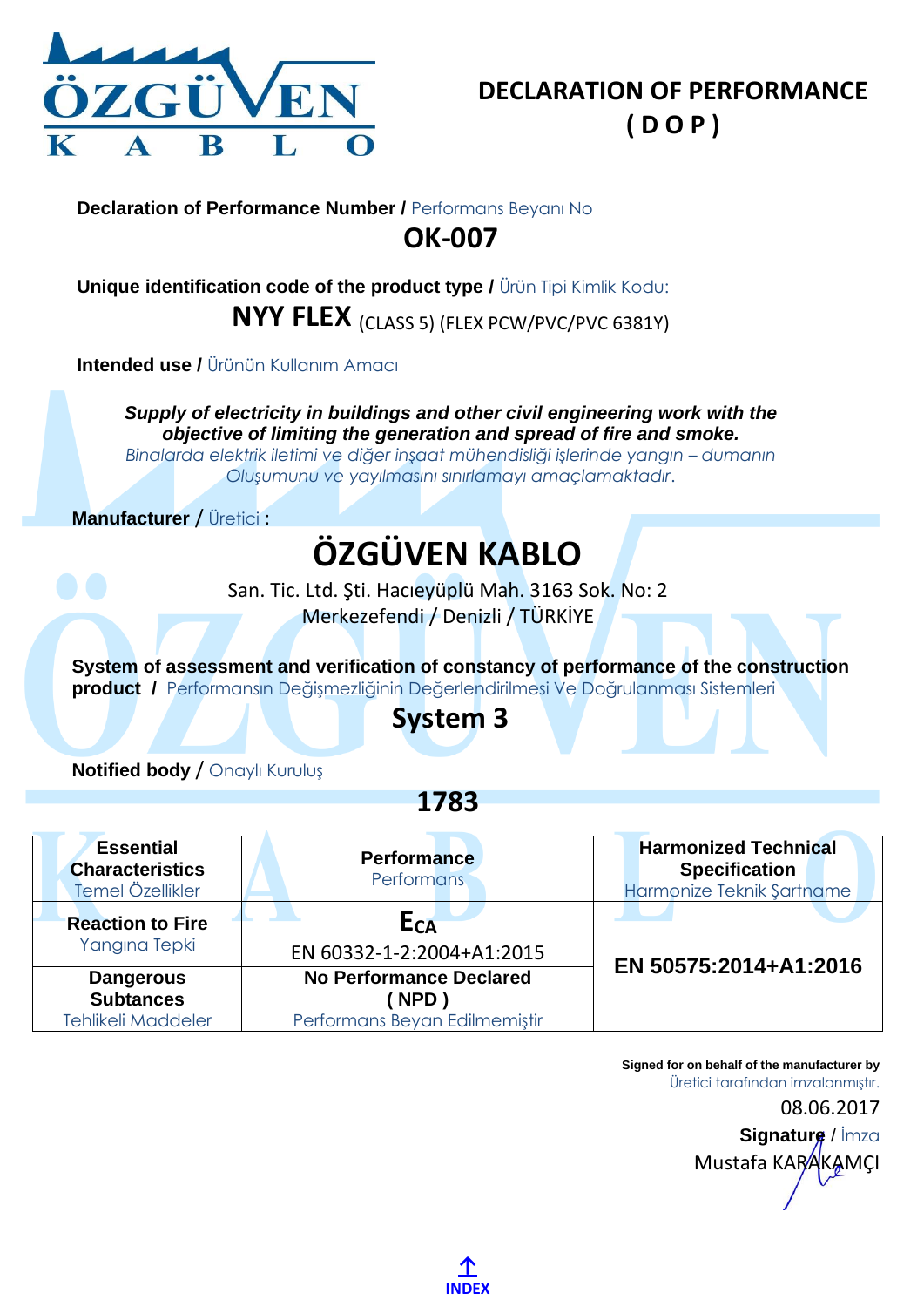# DECLARATION OF PERFORMANCE
# ( D O P )

**Declaration of Performance Number /** Performans Beyanı No

## OK-007

**Unique identification code of the product type /** Ürün Tipi Kimlik Kodu:

**NYY FLEX** (CLASS 5) (FLEX PCW/PVC/PVC 6381Y)

**Intended use /** Ürünün Kullanım Amacı

***Supply of electricity in buildings and other civil engineering work with the objective of limiting the generation and spread of fire and smoke.***

*Binalarda elektrik iletimi ve diğer inşaat mühendisliği işlerinde yangın – dumanın Oluşumunu ve yayılmasını sınırlamayı amaçlamaktadır.*

**Manufacturer** / Üretici :

## ÖZGÜVEN KABLO

San. Tic. Ltd. Şti. Hacıeyüplü Mah. 3163 Sok. No: 2
Merkezefendi / Denizli / TÜRKİYE

**System of assessment and verification of constancy of performance of the construction product /** Performansın Değişmezliğinin Değerlendirilmesi Ve Doğrulanması Sistemleri

## System 3

**Notified body** / Onaylı Kuruluş

## 1783

| **Essential Characteristics** Temel Özellikler | **Performance** Performans | **Harmonized Technical Specification** Harmonize Teknik Şartname |
|---|---|---|
| **Reaction to Fire** Yangına Tepki | $E_{CA}$ EN 60332-1-2:2004+A1:2015 | **EN 50575:2014+A1:2016** |
| **Dangerous Subtances** Tehlikeli Maddeler | **No Performance Declared ( NPD )** Performans Beyan Edilmemiştir | |

**Signed for on behalf of the manufacturer by**
Üretici tarafından imzalanmıştır.

08.06.2017

**Signature** / İmza

Mustafa KARAKAMÇI

INDEX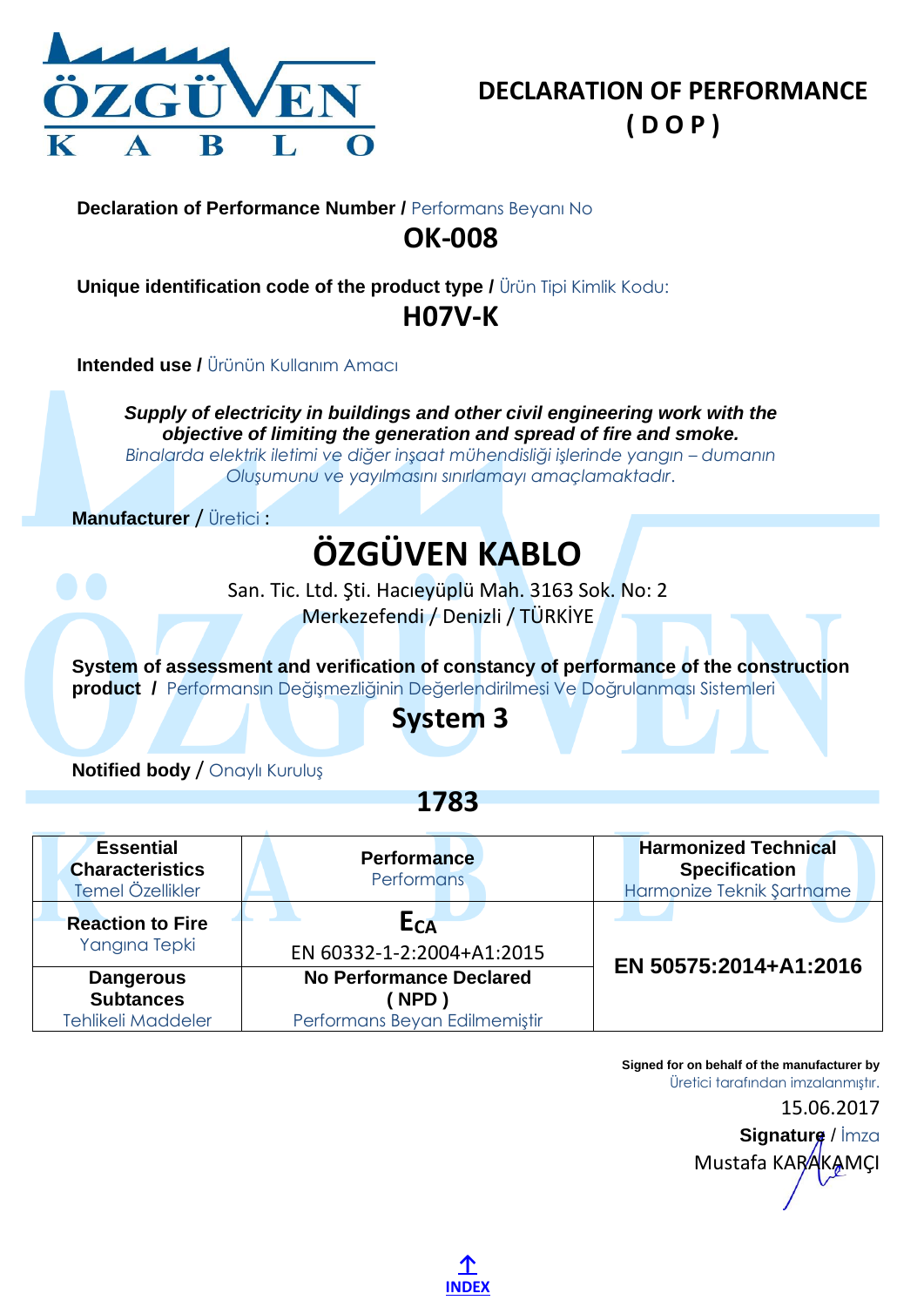# DECLARATION OF PERFORMANCE
# ( D O P )

**Declaration of Performance Number /** Performans Beyanı No

## OK-008

**Unique identification code of the product type /** Ürün Tipi Kimlik Kodu:

## H07V-K

**Intended use /** Ürünün Kullanım Amacı

***Supply of electricity in buildings and other civil engineering work with the objective of limiting the generation and spread of fire and smoke.***
*Binalarda elektrik iletimi ve diğer inşaat mühendisliği işlerinde yangın – dumanın Oluşumunu ve yayılmasını sınırlamayı amaçlamaktadır.*

**Manufacturer** / Üretici :

## ÖZGÜVEN KABLO

San. Tic. Ltd. Şti. Hacıeyüplü Mah. 3163 Sok. No: 2
Merkezefendi / Denizli / TÜRKİYE

**System of assessment and verification of constancy of performance of the construction product /** Performansın Değişmezliğinin Değerlendirilmesi Ve Doğrulanması Sistemleri

## System 3

**Notified body** / Onaylı Kuruluş

## 1783

| **Essential Characteristics** Temel Özellikler | **Performance** Performans | **Harmonized Technical Specification** Harmonize Teknik Şartname |
|---|---|---|
| **Reaction to Fire** Yangına Tepki | $E_{CA}$ EN 60332-1-2:2004+A1:2015 | **EN 50575:2014+A1:2016** |
| **Dangerous Subtances** Tehlikeli Maddeler | **No Performance Declared ( NPD )** Performans Beyan Edilmemiştir | |

**Signed for on behalf of the manufacturer by**
Üretici tarafından imzalanmıştır.

15.06.2017

**Signature** / İmza

Mustafa KARAKAMÇI

INDEX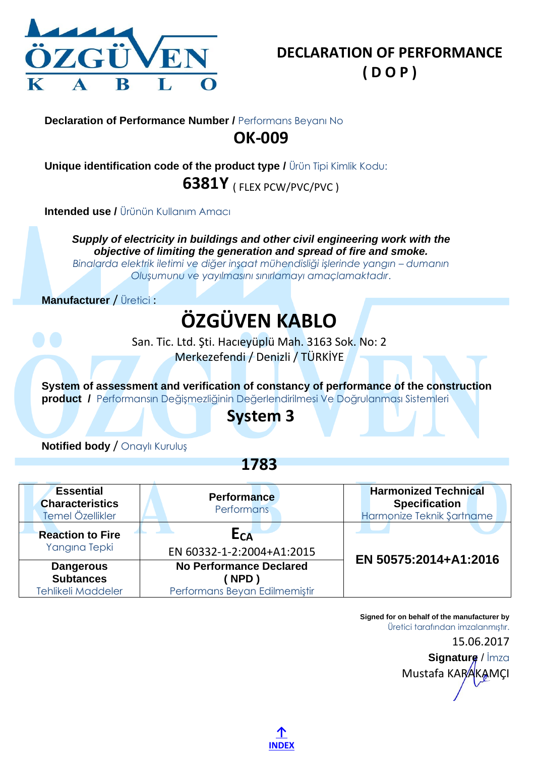# DECLARATION OF PERFORMANCE
# ( D O P )

**Declaration of Performance Number /** Performans Beyanı No

## OK-009

**Unique identification code of the product type /** Ürün Tipi Kimlik Kodu:

**6381Y** ( FLEX PCW/PVC/PVC )

**Intended use /** Ürünün Kullanım Amacı

***Supply of electricity in buildings and other civil engineering work with the objective of limiting the generation and spread of fire and smoke.***

*Binalarda elektrik iletimi ve diğer inşaat mühendisliği işlerinde yangın – dumanın Oluşumunu ve yayılmasını sınırlamayı amaçlamaktadır.*

**Manufacturer** / Üretici :

## ÖZGÜVEN KABLO

San. Tic. Ltd. Şti. Hacıeyüplü Mah. 3163 Sok. No: 2
Merkezefendi / Denizli / TÜRKİYE

**System of assessment and verification of constancy of performance of the construction product /** Performansın Değişmezliğinin Değerlendirilmesi Ve Doğrulanması Sistemleri

## System 3

**Notified body** / Onaylı Kuruluş

## 1783

| **Essential Characteristics** Temel Özellikler | **Performance** Performans | **Harmonized Technical Specification** Harmonize Teknik Şartname |
|---|---|---|
| **Reaction to Fire** Yangına Tepki | $E_{CA}$ EN 60332-1-2:2004+A1:2015 | **EN 50575:2014+A1:2016** |
| **Dangerous Subtances** Tehlikeli Maddeler | **No Performance Declared ( NPD )** Performans Beyan Edilmemiştir | |

**Signed for on behalf of the manufacturer by**
Üretici tarafından imzalanmıştır.

15.06.2017

**Signature** / İmza
Mustafa KARAKAMÇI

INDEX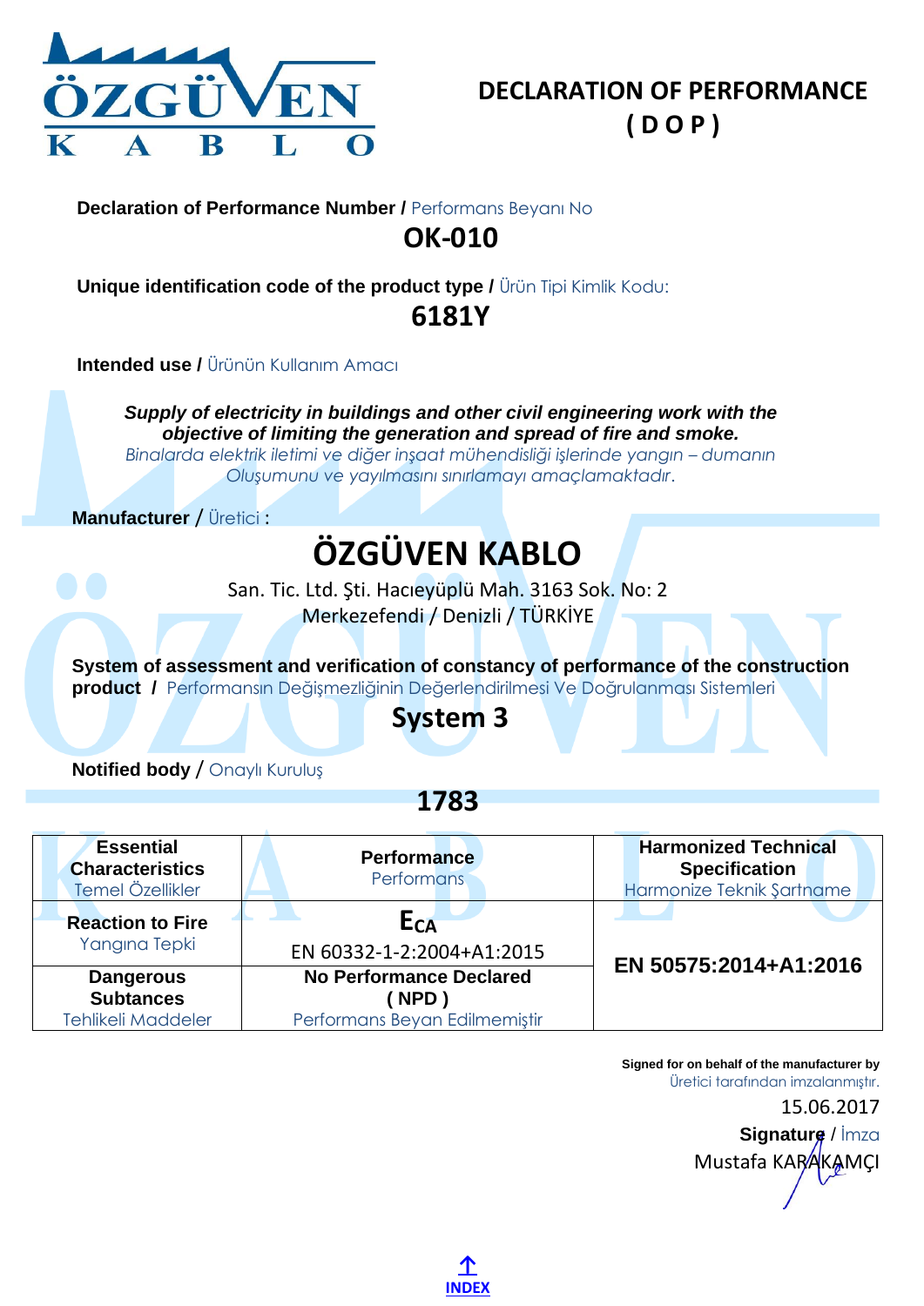# DECLARATION OF PERFORMANCE
# ( D O P )

**Declaration of Performance Number /** Performans Beyanı No

## OK-010

**Unique identification code of the product type /** Ürün Tipi Kimlik Kodu:

## 6181Y

**Intended use /** Ürünün Kullanım Amacı

***Supply of electricity in buildings and other civil engineering work with the objective of limiting the generation and spread of fire and smoke.***
*Binalarda elektrik iletimi ve diğer inşaat mühendisliği işlerinde yangın – dumanın Oluşumunu ve yayılmasını sınırlamayı amaçlamaktadır.*

**Manufacturer** / Üretici :

## ÖZGÜVEN KABLO

San. Tic. Ltd. Şti. Hacıeyüplü Mah. 3163 Sok. No: 2
Merkezefendi / Denizli / TÜRKİYE

**System of assessment and verification of constancy of performance of the construction product /** Performansın Değişmezliğinin Değerlendirilmesi Ve Doğrulanması Sistemleri

## System 3

**Notified body** / Onaylı Kuruluş

## 1783

| **Essential Characteristics** Temel Özellikler | **Performance** Performans | **Harmonized Technical Specification** Harmonize Teknik Şartname |
|---|---|---|
| **Reaction to Fire** Yangına Tepki | $E_{CA}$ EN 60332-1-2:2004+A1:2015 | **EN 50575:2014+A1:2016** |
| **Dangerous Subtances** Tehlikeli Maddeler | **No Performance Declared ( NPD )** Performans Beyan Edilmemiştir | |

**Signed for on behalf of the manufacturer by**
Üretici tarafından imzalanmıştır.

15.06.2017

**Signature** / İmza
Mustafa KARAKAMÇI

INDEX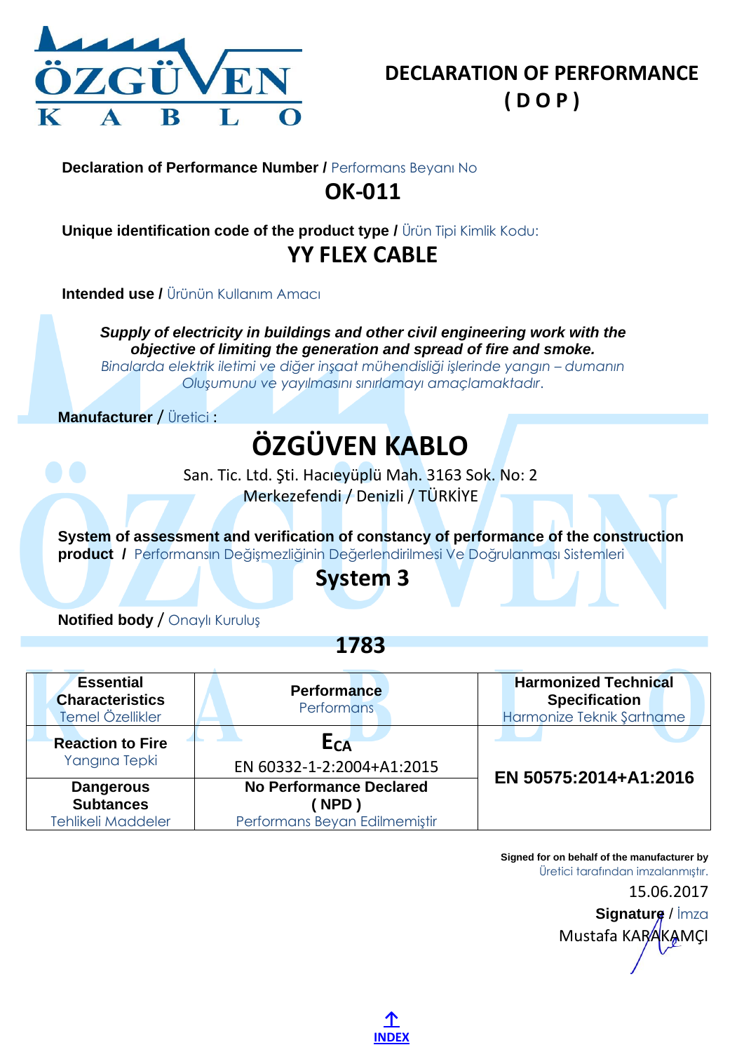# DECLARATION OF PERFORMANCE
# ( D O P )

**Declaration of Performance Number /** Performans Beyanı No

## OK-011

**Unique identification code of the product type /** Ürün Tipi Kimlik Kodu:

## YY FLEX CABLE

**Intended use /** Ürünün Kullanım Amacı

***Supply of electricity in buildings and other civil engineering work with the objective of limiting the generation and spread of fire and smoke.***
*Binalarda elektrik iletimi ve diğer inşaat mühendisliği işlerinde yangın – dumanın Oluşumunu ve yayılmasını sınırlamayı amaçlamaktadır.*

**Manufacturer** / Üretici :

## ÖZGÜVEN KABLO

San. Tic. Ltd. Şti. Hacıeyüplü Mah. 3163 Sok. No: 2
Merkezefendi / Denizli / TÜRKİYE

**System of assessment and verification of constancy of performance of the construction product /** Performansın Değişmezliğinin Değerlendirilmesi Ve Doğrulanması Sistemleri

## System 3

**Notified body** / Onaylı Kuruluş

## 1783

| **Essential Characteristics** Temel Özellikler | **Performance** Performans | **Harmonized Technical Specification** Harmonize Teknik Şartname |
|---|---|---|
| **Reaction to Fire** Yangına Tepki | $E_{CA}$ EN 60332-1-2:2004+A1:2015 | **EN 50575:2014+A1:2016** |
| **Dangerous Subtances** Tehlikeli Maddeler | **No Performance Declared ( NPD )** Performans Beyan Edilmemiştir | |

**Signed for on behalf of the manufacturer by**
Üretici tarafından imzalanmıştır.
15.06.2017
**Signature** / İmza
Mustafa KARAKAMÇI

INDEX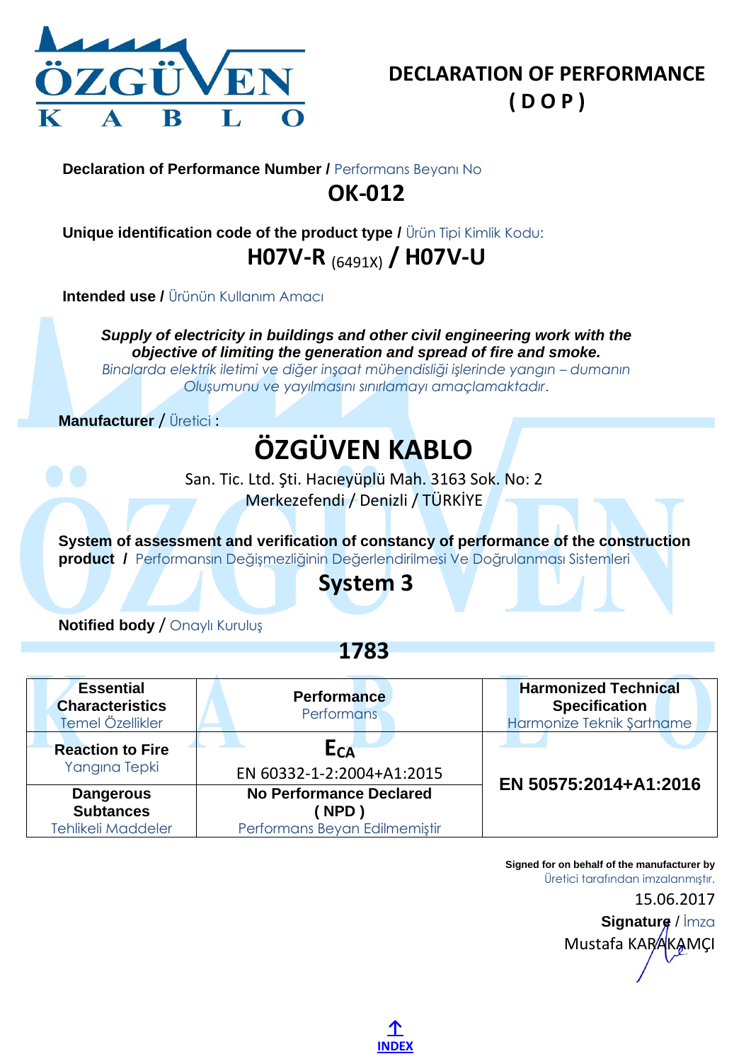# DECLARATION OF PERFORMANCE
# ( D O P )

**Declaration of Performance Number /** Performans Beyanı No

## OK-012

**Unique identification code of the product type /** Ürün Tipi Kimlik Kodu:

## H07V-R (6491X) / H07V-U

**Intended use /** Ürünün Kullanım Amacı

***Supply of electricity in buildings and other civil engineering work with the objective of limiting the generation and spread of fire and smoke.***
*Binalarda elektrik iletimi ve diğer inşaat mühendisliği işlerinde yangın – dumanın Oluşumunu ve yayılmasını sınırlamayı amaçlamaktadır.*

**Manufacturer** / Üretici :

## ÖZGÜVEN KABLO

San. Tic. Ltd. Şti. Hacıeyüplü Mah. 3163 Sok. No: 2
Merkezefendi / Denizli / TÜRKİYE

**System of assessment and verification of constancy of performance of the construction product /** Performansın Değişmezliğinin Değerlendirilmesi Ve Doğrulanması Sistemleri

## System 3

**Notified body** / Onaylı Kuruluş

## 1783

| **Essential Characteristics** Temel Özellikler | **Performance** Performans | **Harmonized Technical Specification** Harmonize Teknik Şartname |
|---|---|---|
| **Reaction to Fire** Yangına Tepki | $E_{CA}$ EN 60332-1-2:2004+A1:2015 | **EN 50575:2014+A1:2016** |
| **Dangerous Subtances** Tehlikeli Maddeler | **No Performance Declared ( NPD )** Performans Beyan Edilmemiştir | |

**Signed for on behalf of the manufacturer by**
Üretici tarafından imzalanmıştır.

15.06.2017

**Signature** / İmza
Mustafa KARAKAMÇI

↑ INDEX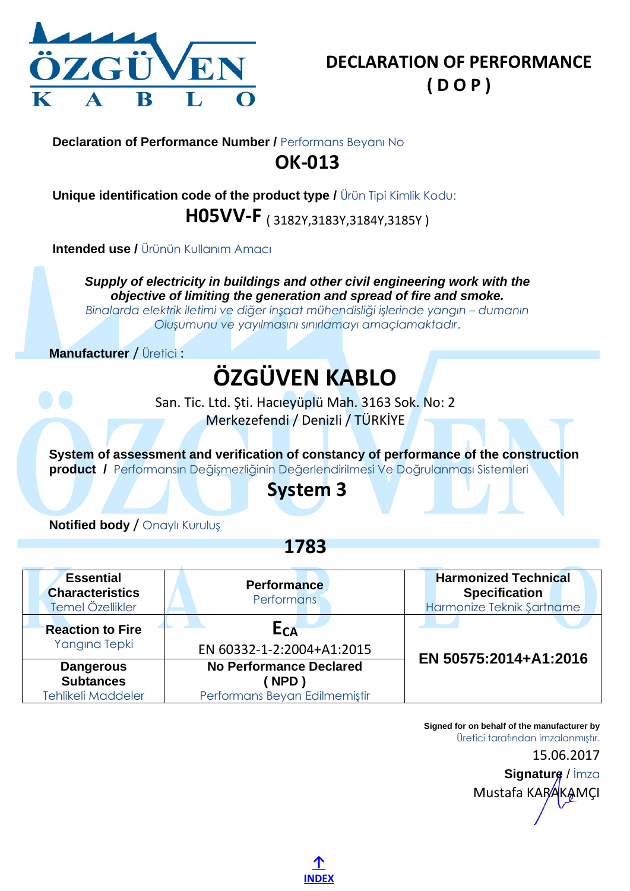# DECLARATION OF PERFORMANCE
# ( D O P )

**Declaration of Performance Number /** Performans Beyanı No

## OK-013

**Unique identification code of the product type /** Ürün Tipi Kimlik Kodu:

## H05VV-F ( 3182Y,3183Y,3184Y,3185Y )

**Intended use /** Ürünün Kullanım Amacı

***Supply of electricity in buildings and other civil engineering work with the objective of limiting the generation and spread of fire and smoke.***
*Binalarda elektrik iletimi ve diğer inşaat mühendisliği işlerinde yangın – dumanın Oluşumunu ve yayılmasını sınırlamayı amaçlamaktadır.*

**Manufacturer** / Üretici :

## ÖZGÜVEN KABLO

San. Tic. Ltd. Şti. Hacıeyüplü Mah. 3163 Sok. No: 2
Merkezefendi / Denizli / TÜRKİYE

**System of assessment and verification of constancy of performance of the construction product /** Performansın Değişmezliğinin Değerlendirilmesi Ve Doğrulanması Sistemleri

## System 3

**Notified body** / Onaylı Kuruluş

## 1783

| **Essential Characteristics** Temel Özellikler | **Performance** Performans | **Harmonized Technical Specification** Harmonize Teknik Şartname |
|---|---|---|
| **Reaction to Fire** Yangına Tepki | $E_{CA}$ EN 60332-1-2:2004+A1:2015 | **EN 50575:2014+A1:2016** |
| **Dangerous Subtances** Tehlikeli Maddeler | **No Performance Declared ( NPD )** Performans Beyan Edilmemiştir | |

**Signed for on behalf of the manufacturer by**
Üretici tarafından imzalanmıştır.

15.06.2017

**Signature** / İmza

Mustafa KARAKAMÇI

INDEX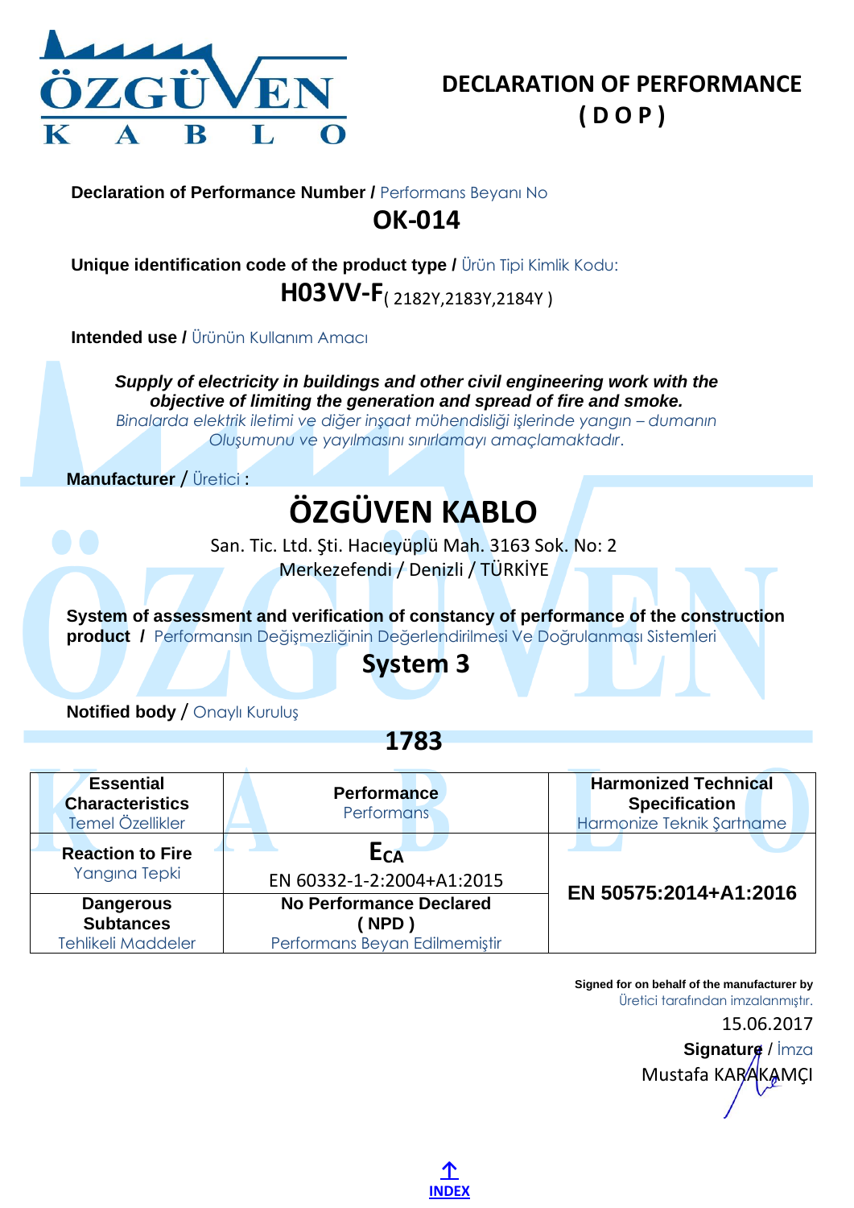# DECLARATION OF PERFORMANCE
# ( D O P )

**Declaration of Performance Number /** Performans Beyanı No

## OK-014

**Unique identification code of the product type /** Ürün Tipi Kimlik Kodu:

## H03VV-F( 2182Y,2183Y,2184Y )

**Intended use /** Ürünün Kullanım Amacı

***Supply of electricity in buildings and other civil engineering work with the objective of limiting the generation and spread of fire and smoke.***

*Binalarda elektrik iletimi ve diğer inşaat mühendisliği işlerinde yangın – dumanın Oluşumunu ve yayılmasını sınırlamayı amaçlamaktadır.*

**Manufacturer** / Üretici :

## ÖZGÜVEN KABLO

San. Tic. Ltd. Şti. Hacıeyüplü Mah. 3163 Sok. No: 2
Merkezefendi / Denizli / TÜRKİYE

**System of assessment and verification of constancy of performance of the construction product /** Performansın Değişmezliğinin Değerlendirilmesi Ve Doğrulanması Sistemleri

## System 3

**Notified body** / Onaylı Kuruluş

## 1783

| **Essential Characteristics** Temel Özellikler | **Performance** Performans | **Harmonized Technical Specification** Harmonize Teknik Şartname |
|---|---|---|
| **Reaction to Fire** Yangına Tepki | $E_{CA}$ EN 60332-1-2:2004+A1:2015 | **EN 50575:2014+A1:2016** |
| **Dangerous Subtances** Tehlikeli Maddeler | **No Performance Declared ( NPD )** Performans Beyan Edilmemiştir | |

**Signed for on behalf of the manufacturer by**
Üretici tarafından imzalanmıştır.

15.06.2017

**Signature** / İmza
Mustafa KARAKAMÇI

INDEX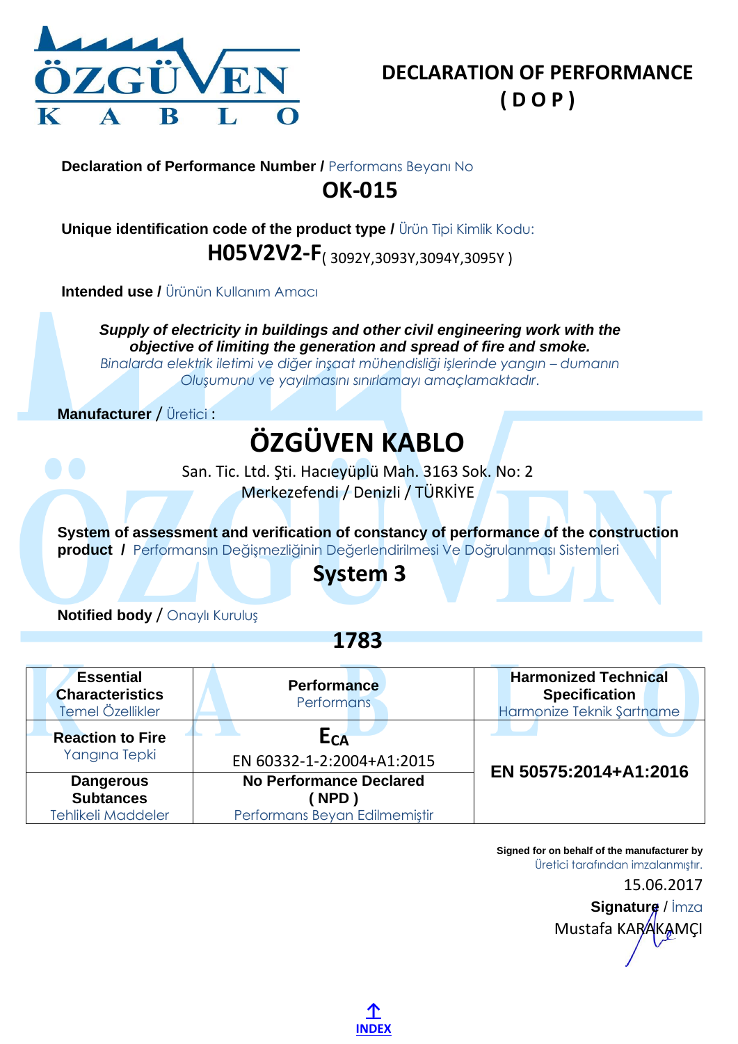# DECLARATION OF PERFORMANCE
# ( D O P )

**Declaration of Performance Number /** Performans Beyanı No

## OK-015

**Unique identification code of the product type /** Ürün Tipi Kimlik Kodu:

**H05V2V2-F**( 3092Y,3093Y,3094Y,3095Y )

**Intended use /** Ürünün Kullanım Amacı

***Supply of electricity in buildings and other civil engineering work with the objective of limiting the generation and spread of fire and smoke.***
*Binalarda elektrik iletimi ve diğer inşaat mühendisliği işlerinde yangın – dumanın Oluşumunu ve yayılmasını sınırlamayı amaçlamaktadır.*

**Manufacturer** / Üretici :

## ÖZGÜVEN KABLO

San. Tic. Ltd. Şti. Hacıeyüplü Mah. 3163 Sok. No: 2
Merkezefendi / Denizli / TÜRKİYE

**System of assessment and verification of constancy of performance of the construction product /** Performansın Değişmezliğinin Değerlendirilmesi Ve Doğrulanması Sistemleri

## System 3

**Notified body** / Onaylı Kuruluş

## 1783

| **Essential Characteristics** Temel Özellikler | **Performance** Performans | **Harmonized Technical Specification** Harmonize Teknik Şartname |
|---|---|---|
| **Reaction to Fire** Yangına Tepki | $E_{CA}$ EN 60332-1-2:2004+A1:2015 | **EN 50575:2014+A1:2016** |
| **Dangerous Subtances** Tehlikeli Maddeler | **No Performance Declared ( NPD )** Performans Beyan Edilmemiştir | |

**Signed for on behalf of the manufacturer by**
Üretici tarafından imzalanmıştır.

15.06.2017

**Signature** / İmza

Mustafa KARAKAMÇI

INDEX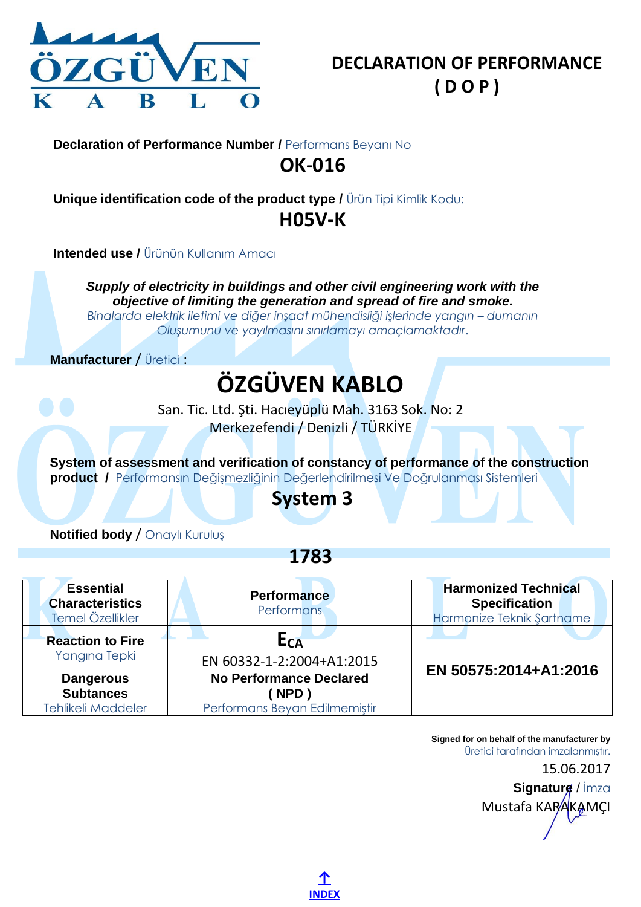# DECLARATION OF PERFORMANCE
# ( D O P )

**Declaration of Performance Number /** Performans Beyanı No

## OK-016

**Unique identification code of the product type /** Ürün Tipi Kimlik Kodu:

## H05V-K

**Intended use /** Ürünün Kullanım Amacı

***Supply of electricity in buildings and other civil engineering work with the objective of limiting the generation and spread of fire and smoke.***
*Binalarda elektrik iletimi ve diğer inşaat mühendisliği işlerinde yangın – dumanın Oluşumunu ve yayılmasını sınırlamayı amaçlamaktadır.*

**Manufacturer** / Üretici :

## ÖZGÜVEN KABLO

San. Tic. Ltd. Şti. Hacıeyüplü Mah. 3163 Sok. No: 2
Merkezefendi / Denizli / TÜRKİYE

**System of assessment and verification of constancy of performance of the construction product /** Performansın Değişmezliğinin Değerlendirilmesi Ve Doğrulanması Sistemleri

## System 3

**Notified body** / Onaylı Kuruluş

## 1783

| **Essential Characteristics** Temel Özellikler | **Performance** Performans | **Harmonized Technical Specification** Harmonize Teknik Şartname |
|---|---|---|
| **Reaction to Fire** Yangına Tepki | $E_{CA}$ EN 60332-1-2:2004+A1:2015 | **EN 50575:2014+A1:2016** |
| **Dangerous Subtances** Tehlikeli Maddeler | **No Performance Declared ( NPD )** Performans Beyan Edilmemiştir | |

**Signed for on behalf of the manufacturer by**
Üretici tarafından imzalanmıştır.

15.06.2017

**Signature** / İmza
Mustafa KARAKAMÇI

INDEX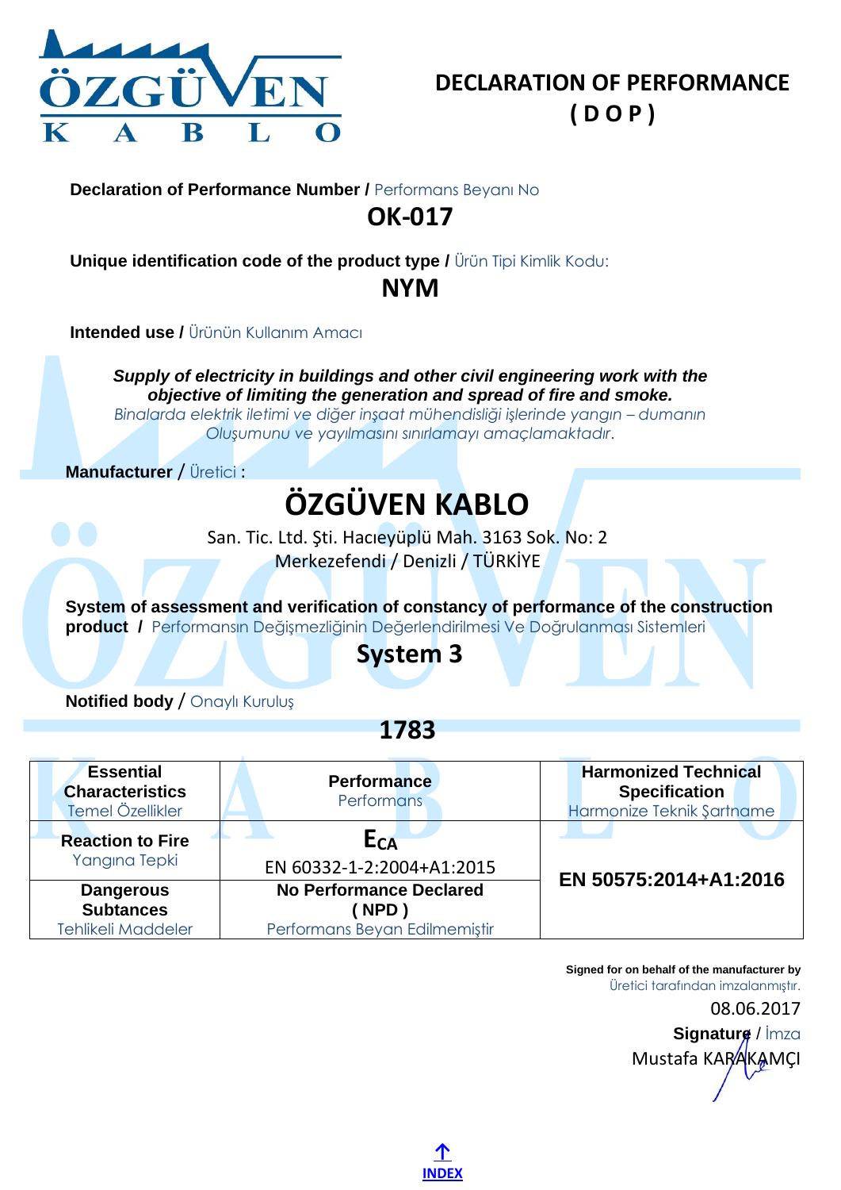# DECLARATION OF PERFORMANCE
# ( D O P )

**Declaration of Performance Number /** Performans Beyanı No

## OK-017

**Unique identification code of the product type /** Ürün Tipi Kimlik Kodu:

## NYM

**Intended use /** Ürünün Kullanım Amacı

***Supply of electricity in buildings and other civil engineering work with the objective of limiting the generation and spread of fire and smoke.***
*Binalarda elektrik iletimi ve diğer inşaat mühendisliği işlerinde yangın – dumanın Oluşumunu ve yayılmasını sınırlamayı amaçlamaktadır.*

**Manufacturer** / Üretici :

## ÖZGÜVEN KABLO

San. Tic. Ltd. Şti. Hacıeyüplü Mah. 3163 Sok. No: 2
Merkezefendi / Denizli / TÜRKİYE

**System of assessment and verification of constancy of performance of the construction product /** Performansın Değişmezliğinin Değerlendirilmesi Ve Doğrulanması Sistemleri

## System 3

**Notified body** / Onaylı Kuruluş

## 1783

| **Essential Characteristics** Temel Özellikler | **Performance** Performans | **Harmonized Technical Specification** Harmonize Teknik Şartname |
|---|---|---|
| **Reaction to Fire** Yangına Tepki | $E_{CA}$ EN 60332-1-2:2004+A1:2015 | **EN 50575:2014+A1:2016** |
| **Dangerous Subtances** Tehlikeli Maddeler | **No Performance Declared ( NPD )** Performans Beyan Edilmemiştir | |

**Signed for on behalf of the manufacturer by**
Üretici tarafından imzalanmıştır.

08.06.2017

**Signature** / İmza
Mustafa KARAKAMÇI

↑ INDEX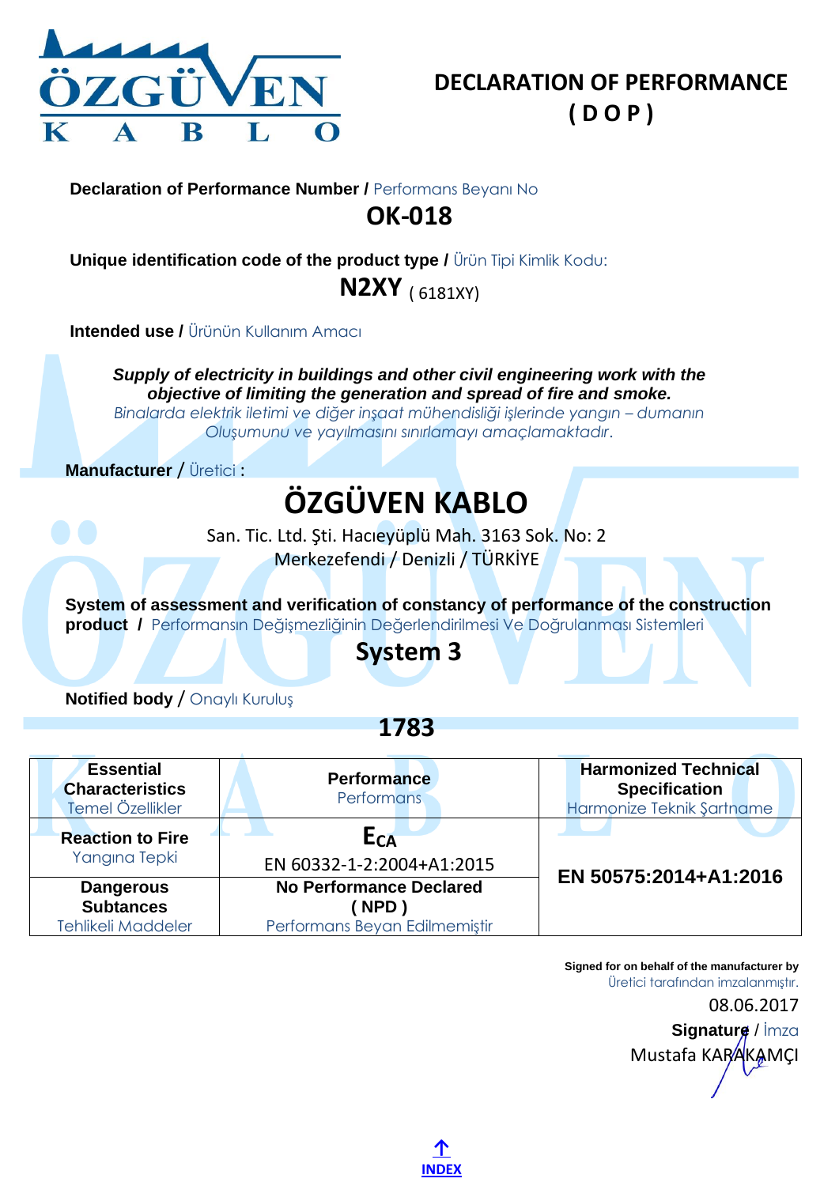# DECLARATION OF PERFORMANCE
# ( D O P )

**Declaration of Performance Number /** Performans Beyanı No

## OK-018

**Unique identification code of the product type /** Ürün Tipi Kimlik Kodu:

**N2XY** ( 6181XY)

**Intended use /** Ürünün Kullanım Amacı

***Supply of electricity in buildings and other civil engineering work with the objective of limiting the generation and spread of fire and smoke.***
*Binalarda elektrik iletimi ve diğer inşaat mühendisliği işlerinde yangın – dumanın Oluşumunu ve yayılmasını sınırlamayı amaçlamaktadır.*

**Manufacturer** / Üretici :

## ÖZGÜVEN KABLO

San. Tic. Ltd. Şti. Hacıeyüplü Mah. 3163 Sok. No: 2
Merkezefendi / Denizli / TÜRKİYE

**System of assessment and verification of constancy of performance of the construction product /** Performansın Değişmezliğinin Değerlendirilmesi Ve Doğrulanması Sistemleri

**System 3**

**Notified body** / Onaylı Kuruluş

**1783**

| **Essential Characteristics** Temel Özellikler | **Performance** Performans | **Harmonized Technical Specification** Harmonize Teknik Şartname |
|---|---|---|
| **Reaction to Fire** Yangına Tepki | $E_{CA}$ EN 60332-1-2:2004+A1:2015 | **EN 50575:2014+A1:2016** |
| **Dangerous Subtances** Tehlikeli Maddeler | **No Performance Declared ( NPD )** Performans Beyan Edilmemiştir | |

**Signed for on behalf of the manufacturer by**
Üretici tarafından imzalanmıştır.

08.06.2017

**Signature** / İmza

Mustafa KARAKAMÇI

↑
**INDEX**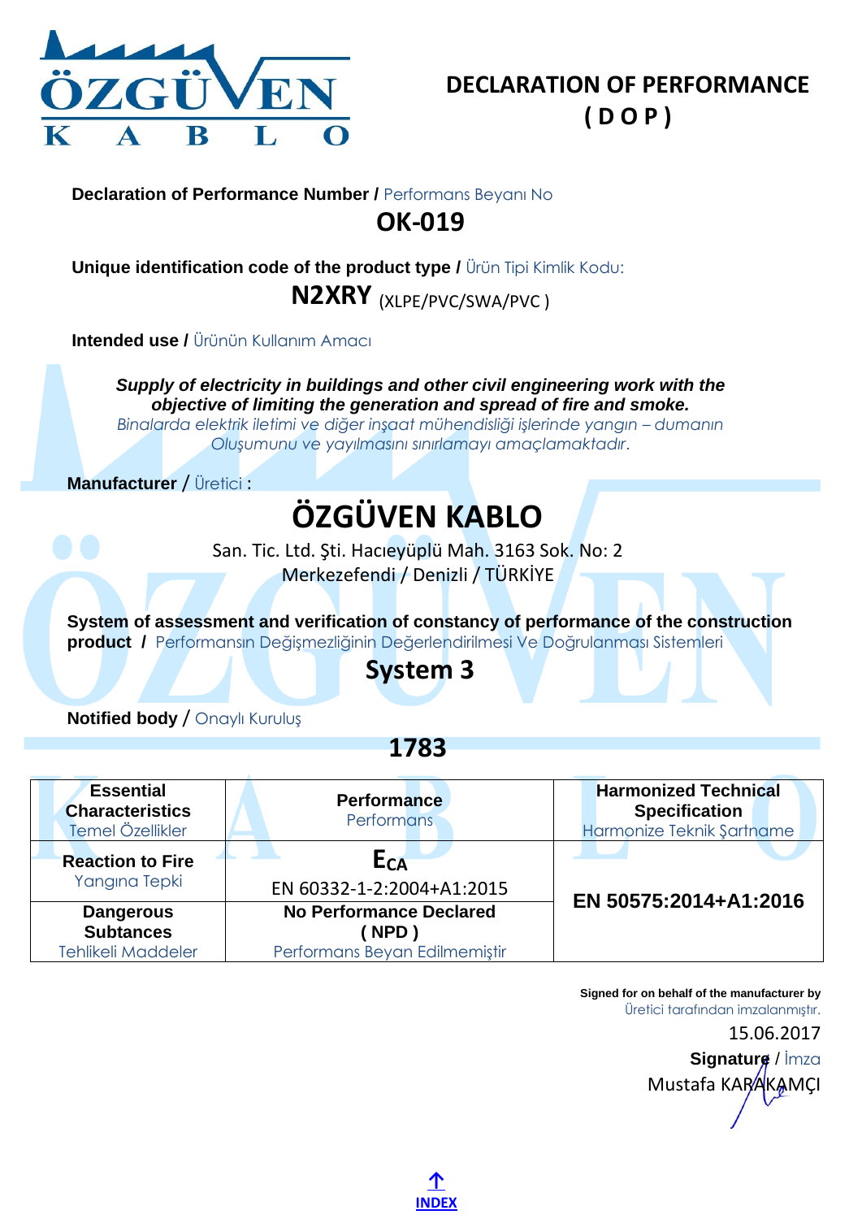# DECLARATION OF PERFORMANCE
# ( D O P )

**Declaration of Performance Number /** Performans Beyanı No

## OK-019

**Unique identification code of the product type /** Ürün Tipi Kimlik Kodu:

## N2XRY (XLPE/PVC/SWA/PVC )

**Intended use /** Ürünün Kullanım Amacı

***Supply of electricity in buildings and other civil engineering work with the objective of limiting the generation and spread of fire and smoke.***

*Binalarda elektrik iletimi ve diğer inşaat mühendisliği işlerinde yangın – dumanın Oluşumunu ve yayılmasını sınırlamayı amaçlamaktadır.*

**Manufacturer** / Üretici :

## ÖZGÜVEN KABLO

San. Tic. Ltd. Şti. Hacıeyüplü Mah. 3163 Sok. No: 2
Merkezefendi / Denizli / TÜRKİYE

**System of assessment and verification of constancy of performance of the construction product /** Performansın Değişmezliğinin Değerlendirilmesi Ve Doğrulanması Sistemleri

## System 3

**Notified body** / Onaylı Kuruluş

## 1783

| **Essential Characteristics** Temel Özellikler | **Performance** Performans | **Harmonized Technical Specification** Harmonize Teknik Şartname |
|---|---|---|
| **Reaction to Fire** Yangına Tepki | $E_{CA}$ EN 60332-1-2:2004+A1:2015 | **EN 50575:2014+A1:2016** |
| **Dangerous Subtances** Tehlikeli Maddeler | **No Performance Declared ( NPD )** Performans Beyan Edilmemiştir | |

**Signed for on behalf of the manufacturer by**
Üretici tarafından imzalanmıştır.

15.06.2017

**Signature** / İmza
Mustafa KARAKAMÇI

↑ INDEX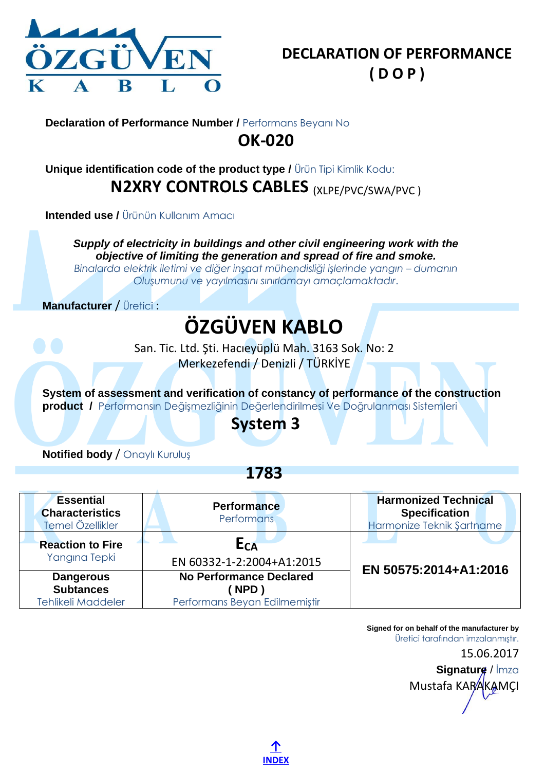ÖZGÜVEN KABLO

# DECLARATION OF PERFORMANCE ( D O P )

**Declaration of Performance Number /** Performans Beyanı No

## OK-020

**Unique identification code of the product type /** Ürün Tipi Kimlik Kodu:

## N2XRY CONTROLS CABLES (XLPE/PVC/SWA/PVC )

**Intended use /** Ürünün Kullanım Amacı

***Supply of electricity in buildings and other civil engineering work with the objective of limiting the generation and spread of fire and smoke.***

*Binalarda elektrik iletimi ve diğer inşaat mühendisliği işlerinde yangın – dumanın Oluşumunu ve yayılmasını sınırlamayı amaçlamaktadır.*

**Manufacturer** / Üretici :

## ÖZGÜVEN KABLO

San. Tic. Ltd. Şti. Hacıeyüplü Mah. 3163 Sok. No: 2
Merkezefendi / Denizli / TÜRKİYE

**System of assessment and verification of constancy of performance of the construction product /** Performansın Değişmezliğinin Değerlendirilmesi Ve Doğrulanması Sistemleri

## System 3

**Notified body** / Onaylı Kuruluş

## 1783

| **Essential Characteristics** Temel Özellikler | **Performance** Performans | **Harmonized Technical Specification** Harmonize Teknik Şartname |
|---|---|---|
| **Reaction to Fire** Yangına Tepki | $E_{CA}$ EN 60332-1-2:2004+A1:2015 | **EN 50575:2014+A1:2016** |
| **Dangerous Subtances** Tehlikeli Maddeler | **No Performance Declared ( NPD )** Performans Beyan Edilmemiştir | |

**Signed for on behalf of the manufacturer by**
Üretici tarafından imzalanmıştır.

15.06.2017

**Signature** / İmza
Mustafa KARAKAMÇI

INDEX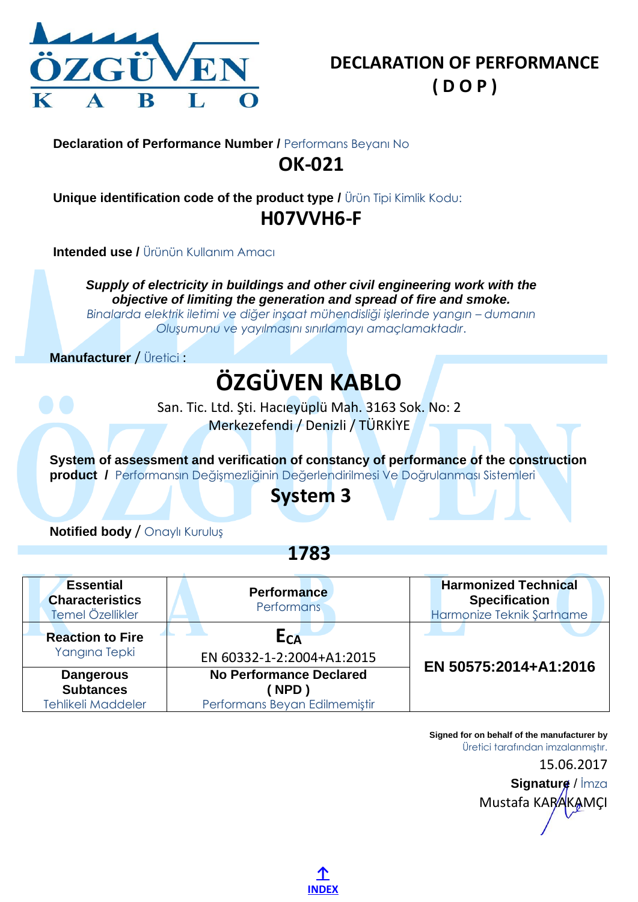# DECLARATION OF PERFORMANCE
# ( D O P )

**Declaration of Performance Number /** Performans Beyanı No

## OK-021

**Unique identification code of the product type /** Ürün Tipi Kimlik Kodu:

## H07VVH6-F

**Intended use /** Ürünün Kullanım Amacı

***Supply of electricity in buildings and other civil engineering work with the objective of limiting the generation and spread of fire and smoke.***
*Binalarda elektrik iletimi ve diğer inşaat mühendisliği işlerinde yangın – dumanın Oluşumunu ve yayılmasını sınırlamayı amaçlamaktadır.*

**Manufacturer** / Üretici :

## ÖZGÜVEN KABLO

San. Tic. Ltd. Şti. Hacıeyüplü Mah. 3163 Sok. No: 2
Merkezefendi / Denizli / TÜRKİYE

**System of assessment and verification of constancy of performance of the construction product /** Performansın Değişmezliğinin Değerlendirilmesi Ve Doğrulanması Sistemleri

## System 3

**Notified body** / Onaylı Kuruluş

## 1783

| **Essential Characteristics** Temel Özellikler | **Performance** Performans | **Harmonized Technical Specification** Harmonize Teknik Şartname |
|---|---|---|
| **Reaction to Fire** Yangına Tepki | **$E_{CA}$** EN 60332-1-2:2004+A1:2015 | **EN 50575:2014+A1:2016** |
| **Dangerous Subtances** Tehlikeli Maddeler | **No Performance Declared ( NPD )** Performans Beyan Edilmemiştir | |

**Signed for on behalf of the manufacturer by**
Üretici tarafından imzalanmıştır.
15.06.2017
**Signature** / İmza
Mustafa KARAKAMÇI

↑
INDEX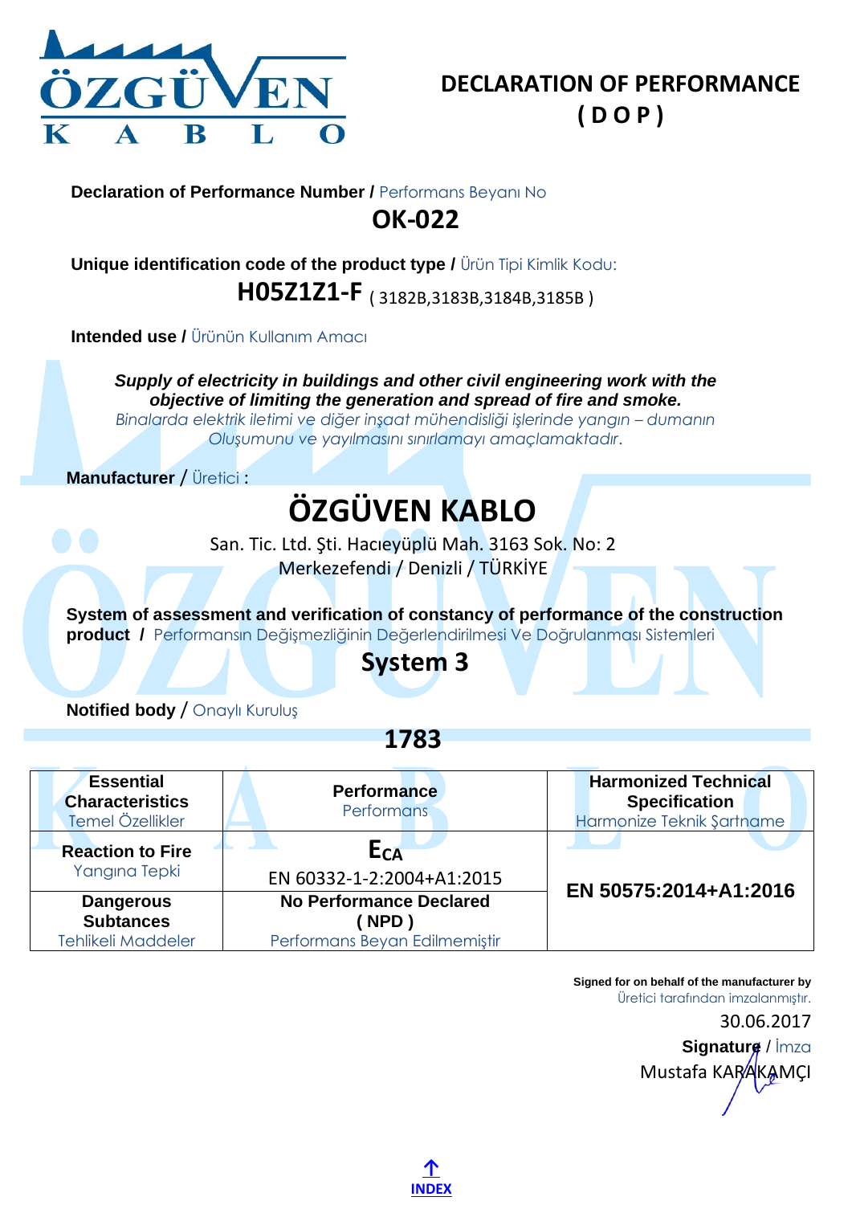# DECLARATION OF PERFORMANCE
# ( D O P )

**Declaration of Performance Number /** Performans Beyanı No

## OK-022

**Unique identification code of the product type /** Ürün Tipi Kimlik Kodu:

**H05Z1Z1-F** ( 3182B,3183B,3184B,3185B )

**Intended use /** Ürünün Kullanım Amacı

***Supply of electricity in buildings and other civil engineering work with the objective of limiting the generation and spread of fire and smoke.***

*Binalarda elektrik iletimi ve diğer inşaat mühendisliği işlerinde yangın – dumanın Oluşumunu ve yayılmasını sınırlamayı amaçlamaktadır.*

**Manufacturer** / Üretici :

## ÖZGÜVEN KABLO

San. Tic. Ltd. Şti. Hacıeyüplü Mah. 3163 Sok. No: 2
Merkezefendi / Denizli / TÜRKİYE

**System of assessment and verification of constancy of performance of the construction product /** Performansın Değişmezliğinin Değerlendirilmesi Ve Doğrulanması Sistemleri

## System 3

**Notified body** / Onaylı Kuruluş

## 1783

| **Essential Characteristics** Temel Özellikler | **Performance** Performans | **Harmonized Technical Specification** Harmonize Teknik Şartname |
|---|---|---|
| **Reaction to Fire** Yangına Tepki | $E_{CA}$ EN 60332-1-2:2004+A1:2015 | **EN 50575:2014+A1:2016** |
| **Dangerous Subtances** Tehlikeli Maddeler | **No Performance Declared ( NPD )** Performans Beyan Edilmemiştir | |

**Signed for on behalf of the manufacturer by**
Üretici tarafından imzalanmıştır.

30.06.2017

**Signature** / İmza
Mustafa KARAKAMÇI

INDEX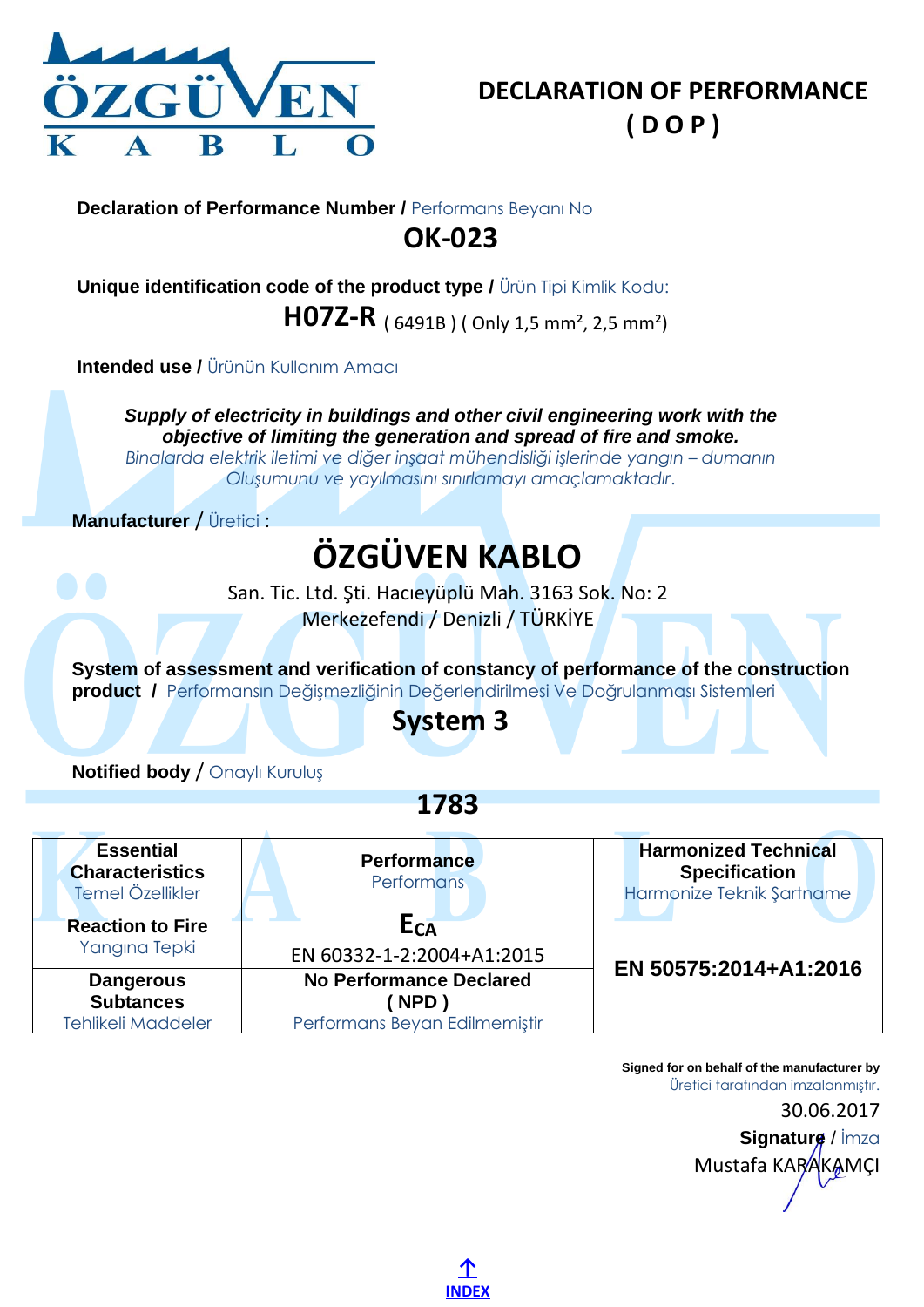# DECLARATION OF PERFORMANCE
# ( D O P )

**Declaration of Performance Number /** Performans Beyanı No

## OK-023

**Unique identification code of the product type /** Ürün Tipi Kimlik Kodu:

**H07Z-R** ( 6491B ) ( Only 1,5 mm², 2,5 mm²)

**Intended use /** Ürünün Kullanım Amacı

***Supply of electricity in buildings and other civil engineering work with the objective of limiting the generation and spread of fire and smoke.***
*Binalarda elektrik iletimi ve diğer inşaat mühendisliği işlerinde yangın – dumanın Oluşumunu ve yayılmasını sınırlamayı amaçlamaktadır.*

**Manufacturer** / Üretici :

## ÖZGÜVEN KABLO

San. Tic. Ltd. Şti. Hacıeyüplü Mah. 3163 Sok. No: 2
Merkezefendi / Denizli / TÜRKİYE

**System of assessment and verification of constancy of performance of the construction product /** Performansın Değişmezliğinin Değerlendirilmesi Ve Doğrulanması Sistemleri

## System 3

**Notified body** / Onaylı Kuruluş

## 1783

| **Essential Characteristics** Temel Özellikler | **Performance** Performans | **Harmonized Technical Specification** Harmonize Teknik Şartname |
|---|---|---|
| **Reaction to Fire** Yangına Tepki | $E_{CA}$ EN 60332-1-2:2004+A1:2015 | **EN 50575:2014+A1:2016** |
| **Dangerous Subtances** Tehlikeli Maddeler | **No Performance Declared ( NPD )** Performans Beyan Edilmemiştir | |

**Signed for on behalf of the manufacturer by**
Üretici tarafından imzalanmıştır.

30.06.2017

**Signature** / İmza
Mustafa KARAKAMÇI

↑ INDEX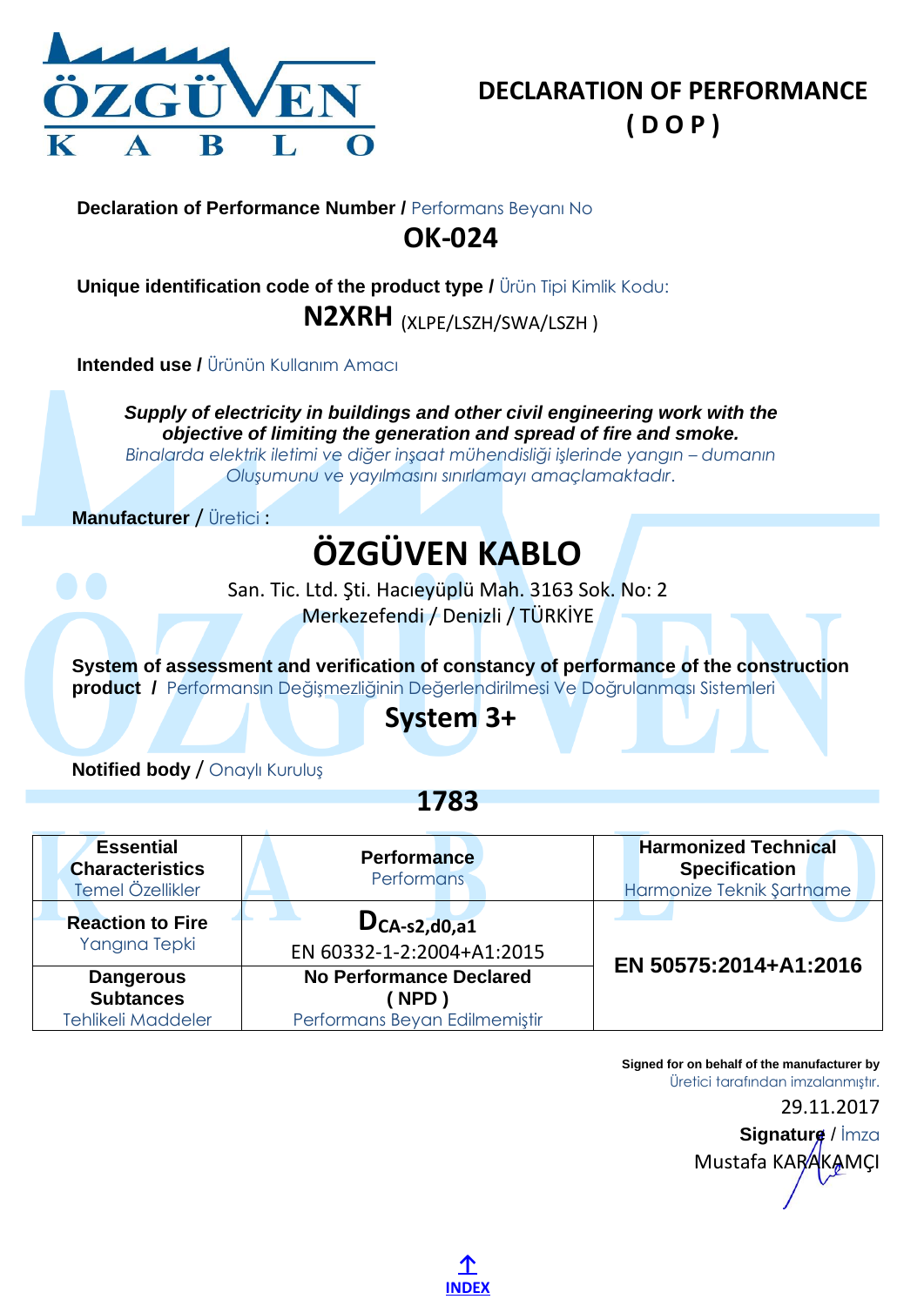ÖZGÜVEN KABLO

# DECLARATION OF PERFORMANCE ( D O P )

**Declaration of Performance Number /** Performans Beyanı No

## OK-024

**Unique identification code of the product type /** Ürün Tipi Kimlik Kodu:

**N2XRH** (XLPE/LSZH/SWA/LSZH )

**Intended use /** Ürünün Kullanım Amacı

***Supply of electricity in buildings and other civil engineering work with the objective of limiting the generation and spread of fire and smoke.***
*Binalarda elektrik iletimi ve diğer inşaat mühendisliği işlerinde yangın – dumanın Oluşumunu ve yayılmasını sınırlamayı amaçlamaktadır.*

**Manufacturer** / Üretici :

## ÖZGÜVEN KABLO

San. Tic. Ltd. Şti. Hacıeyüplü Mah. 3163 Sok. No: 2
Merkezefendi / Denizli / TÜRKİYE

**System of assessment and verification of constancy of performance of the construction product /** Performansın Değişmezliğinin Değerlendirilmesi Ve Doğrulanması Sistemleri

**System 3+**

**Notified body** / Onaylı Kuruluş

**1783**

| **Essential Characteristics** Temel Özellikler | **Performance** Performans | **Harmonized Technical Specification** Harmonize Teknik Şartname |
|---|---|---|
| **Reaction to Fire** Yangına Tepki | $D_{CA-s2,d0,a1}$ EN 60332-1-2:2004+A1:2015 | **EN 50575:2014+A1:2016** |
| **Dangerous Subtances** Tehlikeli Maddeler | **No Performance Declared ( NPD )** Performans Beyan Edilmemiştir | |

**Signed for on behalf of the manufacturer by**
Üretici tarafından imzalanmıştır.

29.11.2017

**Signature** / İmza

Mustafa KARAKAMÇI

INDEX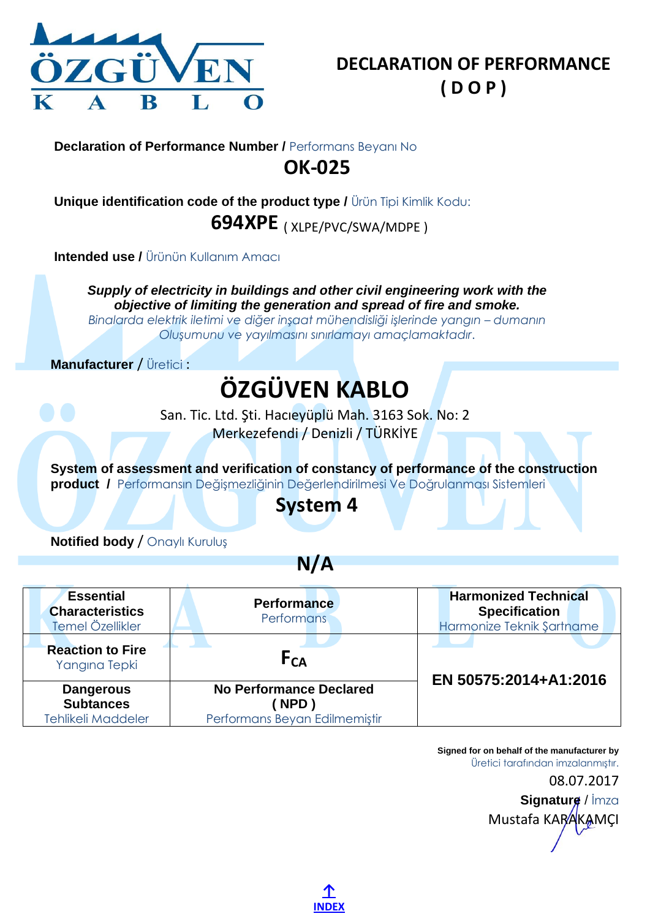# DECLARATION OF PERFORMANCE ( D O P )

**Declaration of Performance Number /** Performans Beyanı No

## OK-025

**Unique identification code of the product type /** Ürün Tipi Kimlik Kodu:

**694XPE** ( XLPE/PVC/SWA/MDPE )

**Intended use /** Ürünün Kullanım Amacı

***Supply of electricity in buildings and other civil engineering work with the objective of limiting the generation and spread of fire and smoke.***
*Binalarda elektrik iletimi ve diğer inşaat mühendisliği işlerinde yangın – dumanın Oluşumunu ve yayılmasını sınırlamayı amaçlamaktadır.*

**Manufacturer** / Üretici :

## ÖZGÜVEN KABLO

San. Tic. Ltd. Şti. Hacıeyüplü Mah. 3163 Sok. No: 2
Merkezefendi / Denizli / TÜRKİYE

**System of assessment and verification of constancy of performance of the construction product /** Performansın Değişmezliğinin Değerlendirilmesi Ve Doğrulanması Sistemleri

**System 4**

**Notified body** / Onaylı Kuruluş

**N/A**

| **Essential Characteristics** Temel Özellikler | **Performance** Performans | **Harmonized Technical Specification** Harmonize Teknik Şartname |
|---|---|---|
| **Reaction to Fire** Yangına Tepki | $F_{CA}$ | **EN 50575:2014+A1:2016** |
| **Dangerous Subtances** Tehlikeli Maddeler | **No Performance Declared ( NPD )** Performans Beyan Edilmemiştir | |

**Signed for on behalf of the manufacturer by**
Üretici tarafından imzalanmıştır.

08.07.2017

**Signature** / İmza

Mustafa KARAKAMÇI

↑ INDEX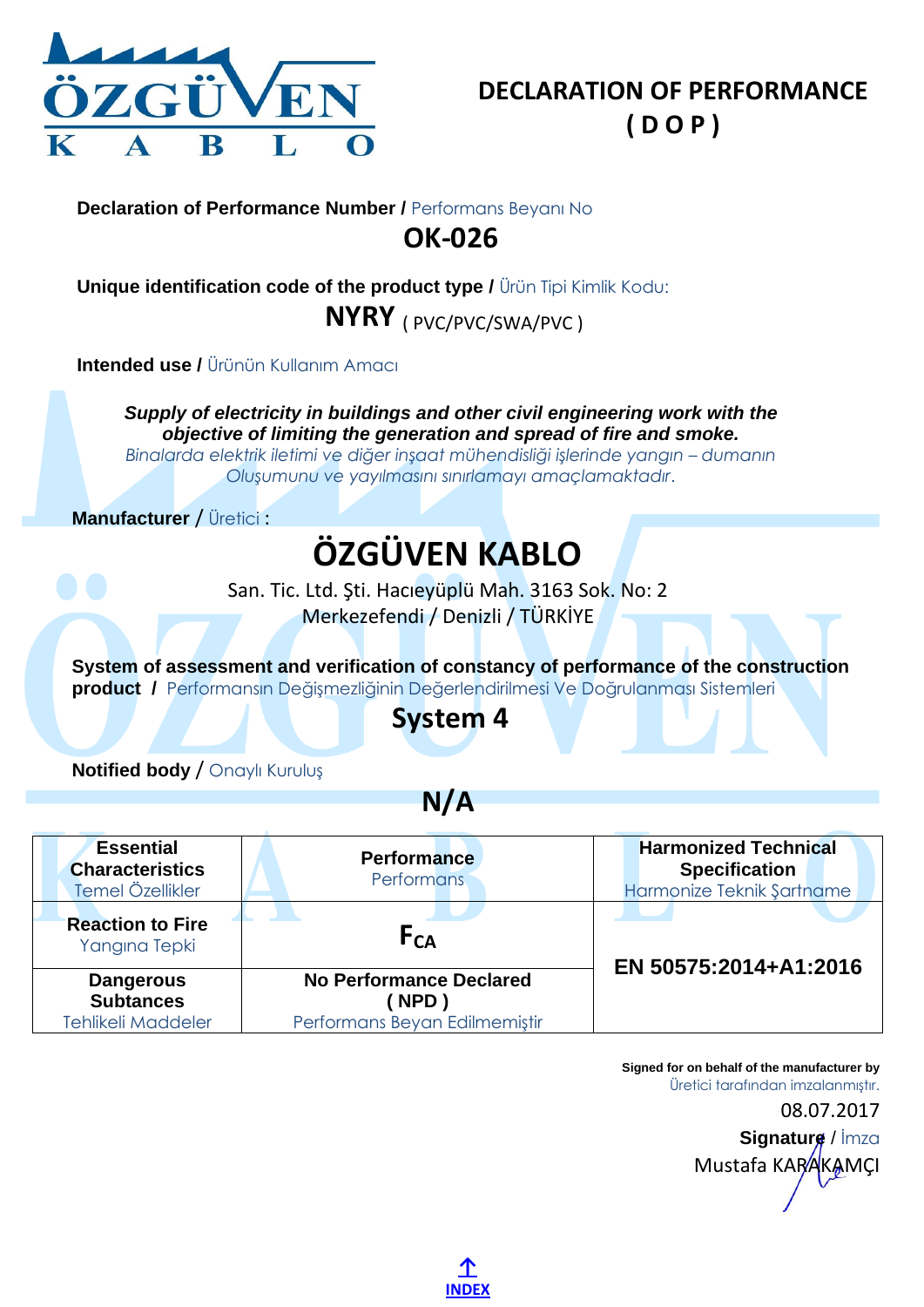# DECLARATION OF PERFORMANCE ( D O P )

**Declaration of Performance Number /** Performans Beyanı No

**OK-026**

**Unique identification code of the product type /** Ürün Tipi Kimlik Kodu:

**NYRY** ( PVC/PVC/SWA/PVC )

**Intended use /** Ürünün Kullanım Amacı

***Supply of electricity in buildings and other civil engineering work with the objective of limiting the generation and spread of fire and smoke.***

*Binalarda elektrik iletimi ve diğer inşaat mühendisliği işlerinde yangın – dumanın Oluşumunu ve yayılmasını sınırlamayı amaçlamaktadır.*

**Manufacturer** / Üretici :

**ÖZGÜVEN KABLO**

San. Tic. Ltd. Şti. Hacıeyüplü Mah. 3163 Sok. No: 2
Merkezefendi / Denizli / TÜRKİYE

**System of assessment and verification of constancy of performance of the construction product /** Performansın Değişmezliğinin Değerlendirilmesi Ve Doğrulanması Sistemleri

**System 4**

**Notified body** / Onaylı Kuruluş

**N/A**

| **Essential Characteristics** Temel Özellikler | **Performance** Performans | **Harmonized Technical Specification** Harmonize Teknik Şartname |
|---|---|---|
| **Reaction to Fire** Yangına Tepki | $F_{CA}$ | **EN 50575:2014+A1:2016** |
| **Dangerous Subtances** Tehlikeli Maddeler | **No Performance Declared ( NPD )** Performans Beyan Edilmemiştir | |

**Signed for on behalf of the manufacturer by**
Üretici tarafından imzalanmıştır.

08.07.2017

**Signature** / İmza

Mustafa KARAKAMÇI

INDEX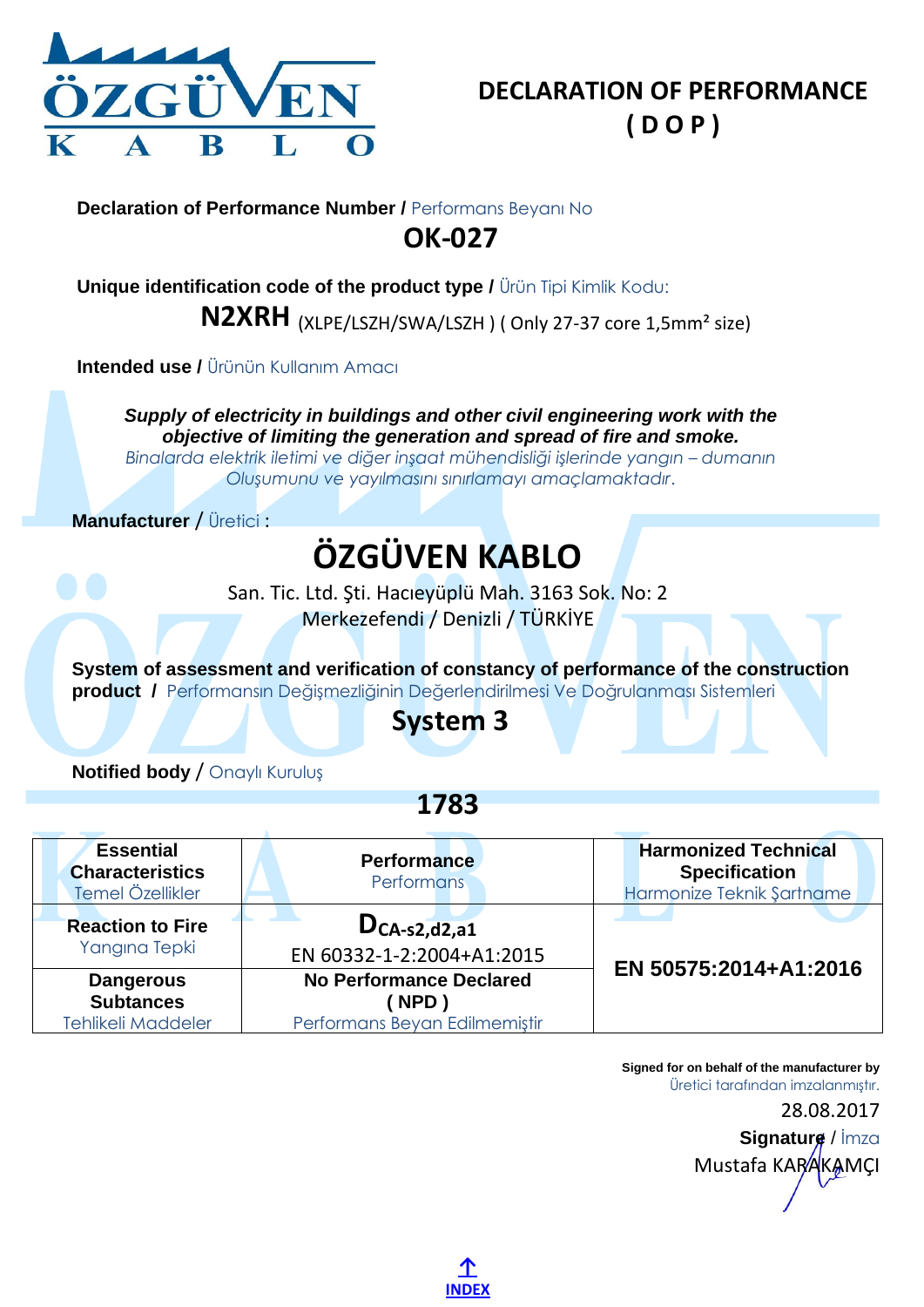ÖZGÜVEN KABLO

# DECLARATION OF PERFORMANCE ( D O P )

**Declaration of Performance Number /** Performans Beyanı No

**OK-027**

**Unique identification code of the product type /** Ürün Tipi Kimlik Kodu:

**N2XRH** (XLPE/LSZH/SWA/LSZH ) ( Only 27-37 core 1,5mm² size)

**Intended use /** Ürünün Kullanım Amacı

***Supply of electricity in buildings and other civil engineering work with the objective of limiting the generation and spread of fire and smoke.***

*Binalarda elektrik iletimi ve diğer inşaat mühendisliği işlerinde yangın – dumanın Oluşumunu ve yayılmasını sınırlamayı amaçlamaktadır.*

**Manufacturer** / Üretici :

**ÖZGÜVEN KABLO**

San. Tic. Ltd. Şti. Hacıeyüplü Mah. 3163 Sok. No: 2

Merkezefendi / Denizli / TÜRKİYE

**System of assessment and verification of constancy of performance of the construction product /** Performansın Değişmezliğinin Değerlendirilmesi Ve Doğrulanması Sistemleri

**System 3**

**Notified body** / Onaylı Kuruluş

**1783**

| **Essential Characteristics** Temel Özellikler | **Performance** Performans | **Harmonized Technical Specification** Harmonize Teknik Şartname |
|---|---|---|
| **Reaction to Fire** Yangına Tepki | **$D_{CA\text{-}s2,d2,a1}$** EN 60332-1-2:2004+A1:2015 | **EN 50575:2014+A1:2016** |
| **Dangerous Subtances** Tehlikeli Maddeler | **No Performance Declared ( NPD )** Performans Beyan Edilmemiştir | |

**Signed for on behalf of the manufacturer by**
Üretici tarafından imzalanmıştır.

28.08.2017

**Signature** / İmza

Mustafa KARAKAMÇI

INDEX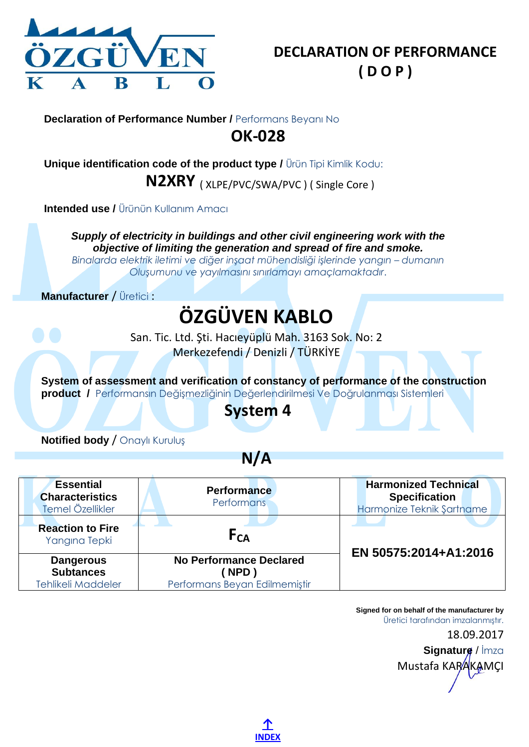# DECLARATION OF PERFORMANCE
# ( D O P )

**Declaration of Performance Number /** Performans Beyanı No

## OK-028

**Unique identification code of the product type /** Ürün Tipi Kimlik Kodu:

**N2XRY** ( XLPE/PVC/SWA/PVC ) ( Single Core )

**Intended use /** Ürünün Kullanım Amacı

***Supply of electricity in buildings and other civil engineering work with the objective of limiting the generation and spread of fire and smoke.***
*Binalarda elektrik iletimi ve diğer inşaat mühendisliği işlerinde yangın – dumanın Oluşumunu ve yayılmasını sınırlamayı amaçlamaktadır.*

**Manufacturer** / Üretici :

## ÖZGÜVEN KABLO

San. Tic. Ltd. Şti. Hacıeyüplü Mah. 3163 Sok. No: 2
Merkezefendi / Denizli / TÜRKİYE

**System of assessment and verification of constancy of performance of the construction product /** Performansın Değişmezliğinin Değerlendirilmesi Ve Doğrulanması Sistemleri

**System 4**

**Notified body** / Onaylı Kuruluş

**N/A**

| **Essential Characteristics** Temel Özellikler | **Performance** Performans | **Harmonized Technical Specification** Harmonize Teknik Şartname |
|---|---|---|
| **Reaction to Fire** Yangına Tepki | $F_{CA}$ | **EN 50575:2014+A1:2016** |
| **Dangerous Subtances** Tehlikeli Maddeler | **No Performance Declared ( NPD )** Performans Beyan Edilmemiştir | |

**Signed for on behalf of the manufacturer by**
Üretici tarafından imzalanmıştır.
18.09.2017
**Signature** / İmza
Mustafa KARAKAMÇI

INDEX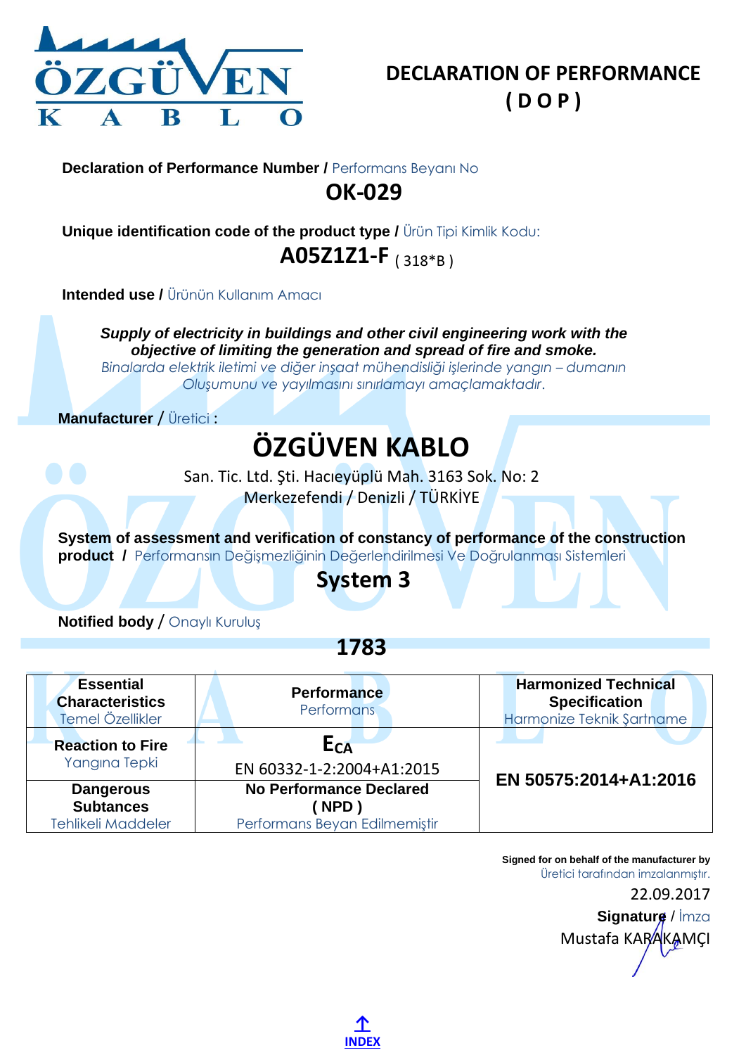# DECLARATION OF PERFORMANCE ( D O P )

**Declaration of Performance Number /** Performans Beyanı No

**OK-029**

**Unique identification code of the product type /** Ürün Tipi Kimlik Kodu:

**A05Z1Z1-F** ( 318*B )

**Intended use /** Ürünün Kullanım Amacı

***Supply of electricity in buildings and other civil engineering work with the objective of limiting the generation and spread of fire and smoke.***

*Binalarda elektrik iletimi ve diğer inşaat mühendisliği işlerinde yangın – dumanın Oluşumunu ve yayılmasını sınırlamayı amaçlamaktadır.*

**Manufacturer** / Üretici :

## ÖZGÜVEN KABLO

San. Tic. Ltd. Şti. Hacıeyüplü Mah. 3163 Sok. No: 2
Merkezefendi / Denizli / TÜRKİYE

**System of assessment and verification of constancy of performance of the construction product /** Performansın Değişmezliğinin Değerlendirilmesi Ve Doğrulanması Sistemleri

**System 3**

**Notified body** / Onaylı Kuruluş

**1783**

| **Essential Characteristics** Temel Özellikler | **Performance** Performans | **Harmonized Technical Specification** Harmonize Teknik Şartname |
|---|---|---|
| **Reaction to Fire** Yangına Tepki | **$E_{CA}$** EN 60332-1-2:2004+A1:2015 | **EN 50575:2014+A1:2016** |
| **Dangerous Subtances** Tehlikeli Maddeler | **No Performance Declared ( NPD )** Performans Beyan Edilmemiştir | |

**Signed for on behalf of the manufacturer by**
Üretici tarafından imzalanmıştır.

22.09.2017

**Signature** / İmza
Mustafa KARAKAMÇI

**INDEX**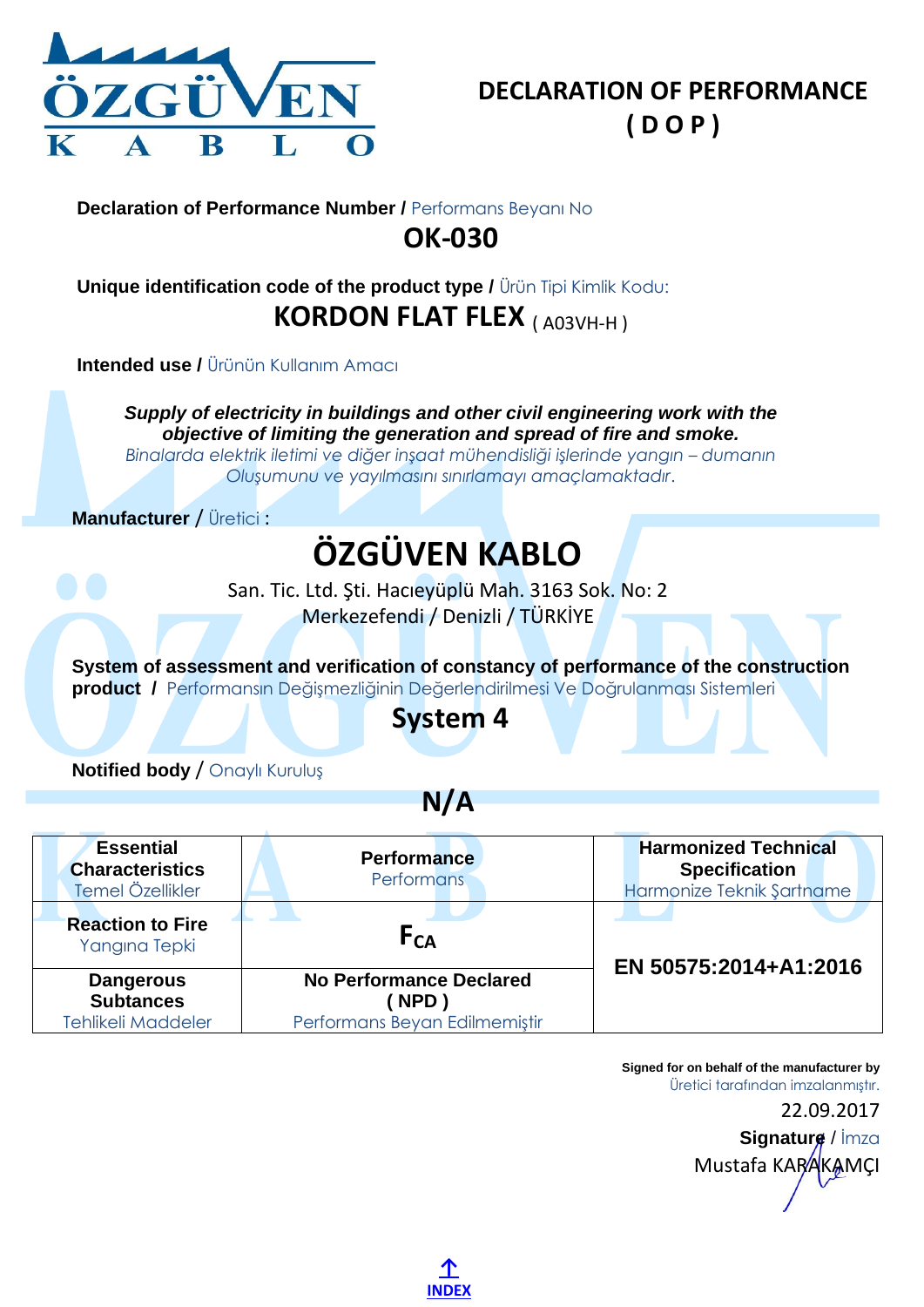# DECLARATION OF PERFORMANCE
# ( D O P )

**Declaration of Performance Number /** Performans Beyanı No

## OK-030

**Unique identification code of the product type /** Ürün Tipi Kimlik Kodu:

## KORDON FLAT FLEX ( A03VH-H )

**Intended use /** Ürünün Kullanım Amacı

***Supply of electricity in buildings and other civil engineering work with the objective of limiting the generation and spread of fire and smoke.***

*Binalarda elektrik iletimi ve diğer inşaat mühendisliği işlerinde yangın – dumanın Oluşumunu ve yayılmasını sınırlamayı amaçlamaktadır.*

**Manufacturer** / Üretici :

## ÖZGÜVEN KABLO

San. Tic. Ltd. Şti. Hacıeyüplü Mah. 3163 Sok. No: 2
Merkezefendi / Denizli / TÜRKİYE

**System of assessment and verification of constancy of performance of the construction product /** Performansın Değişmezliğinin Değerlendirilmesi Ve Doğrulanması Sistemleri

## System 4

**Notified body** / Onaylı Kuruluş

## N/A

| **Essential Characteristics** Temel Özellikler | **Performance** Performans | **Harmonized Technical Specification** Harmonize Teknik Şartname |
|---|---|---|
| **Reaction to Fire** Yangına Tepki | $F_{CA}$ | **EN 50575:2014+A1:2016** |
| **Dangerous Subtances** Tehlikeli Maddeler | **No Performance Declared ( NPD )** Performans Beyan Edilmemiştir | |

**Signed for on behalf of the manufacturer by**
Üretici tarafından imzalanmıştır.

22.09.2017

**Signature** / İmza
Mustafa KARAKAMÇI

↑ INDEX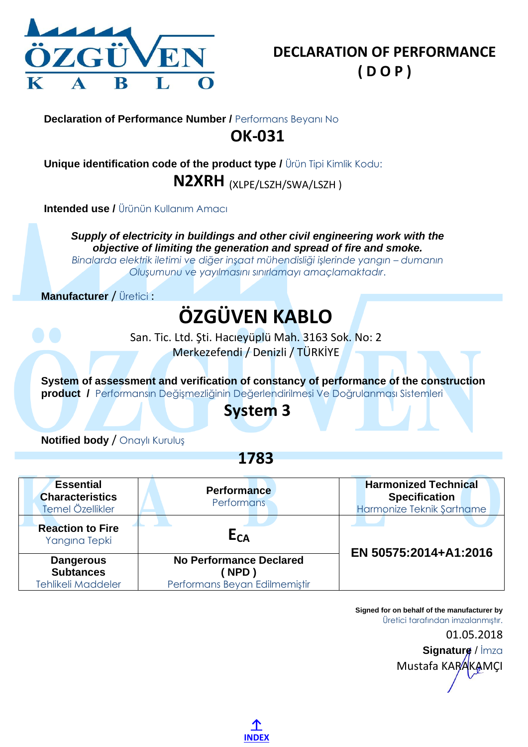ÖZGÜVEN KABLO

# DECLARATION OF PERFORMANCE ( D O P )

**Declaration of Performance Number /** Performans Beyanı No

**OK-031**

**Unique identification code of the product type /** Ürün Tipi Kimlik Kodu:

**N2XRH** (XLPE/LSZH/SWA/LSZH )

**Intended use /** Ürünün Kullanım Amacı

***Supply of electricity in buildings and other civil engineering work with the objective of limiting the generation and spread of fire and smoke.***
*Binalarda elektrik iletimi ve diğer inşaat mühendisliği işlerinde yangın – dumanın Oluşumunu ve yayılmasını sınırlamayı amaçlamaktadır.*

**Manufacturer** / Üretici :

## ÖZGÜVEN KABLO

San. Tic. Ltd. Şti. Hacıeyüplü Mah. 3163 Sok. No: 2
Merkezefendi / Denizli / TÜRKİYE

**System of assessment and verification of constancy of performance of the construction product /** Performansın Değişmezliğinin Değerlendirilmesi Ve Doğrulanması Sistemleri

**System 3**

**Notified body** / Onaylı Kuruluş

**1783**

| **Essential Characteristics** Temel Özellikler | **Performance** Performans | **Harmonized Technical Specification** Harmonize Teknik Şartname |
|---|---|---|
| **Reaction to Fire** Yangına Tepki | $E_{CA}$ | **EN 50575:2014+A1:2016** |
| **Dangerous Subtances** Tehlikeli Maddeler | **No Performance Declared ( NPD )** Performans Beyan Edilmemiştir | |

**Signed for on behalf of the manufacturer by**
Üretici tarafından imzalanmıştır.

01.05.2018

**Signature** / İmza

Mustafa KARAKAMÇI

INDEX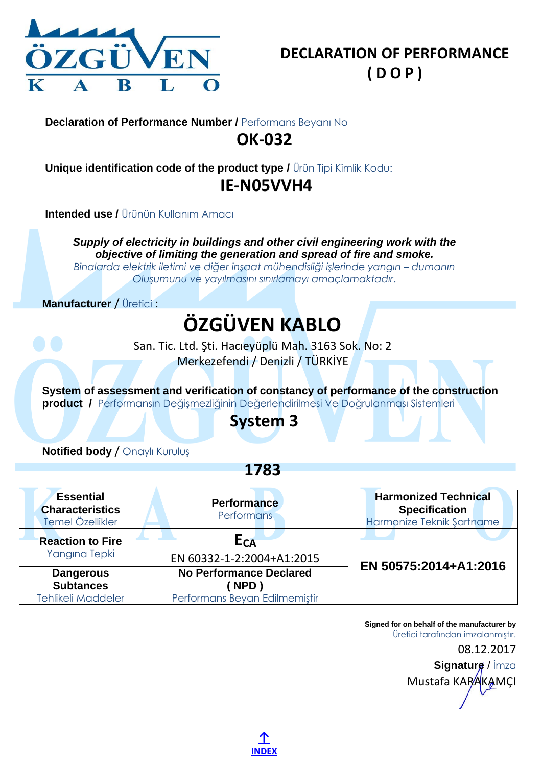# DECLARATION OF PERFORMANCE
# ( D O P )

**Declaration of Performance Number /** Performans Beyanı No

## OK-032

**Unique identification code of the product type /** Ürün Tipi Kimlik Kodu:

## IE-N05VVH4

**Intended use /** Ürünün Kullanım Amacı

***Supply of electricity in buildings and other civil engineering work with the objective of limiting the generation and spread of fire and smoke.***
*Binalarda elektrik iletimi ve diğer inşaat mühendisliği işlerinde yangın – dumanın Oluşumunu ve yayılmasını sınırlamayı amaçlamaktadır.*

**Manufacturer** / Üretici :

## ÖZGÜVEN KABLO

San. Tic. Ltd. Şti. Hacıeyüplü Mah. 3163 Sok. No: 2
Merkezefendi / Denizli / TÜRKİYE

**System of assessment and verification of constancy of performance of the construction product /** Performansın Değişmezliğinin Değerlendirilmesi Ve Doğrulanması Sistemleri

## System 3

**Notified body** / Onaylı Kuruluş

## 1783

| **Essential Characteristics** Temel Özellikler | **Performance** Performans | **Harmonized Technical Specification** Harmonize Teknik Şartname |
|---|---|---|
| **Reaction to Fire** Yangına Tepki | $E_{CA}$ EN 60332-1-2:2004+A1:2015 | **EN 50575:2014+A1:2016** |
| **Dangerous Subtances** Tehlikeli Maddeler | **No Performance Declared ( NPD )** Performans Beyan Edilmemiştir | |

**Signed for on behalf of the manufacturer by**
Üretici tarafından imzalanmıştır.
08.12.2017
**Signature** / İmza
Mustafa KARAKAMÇI

↑ INDEX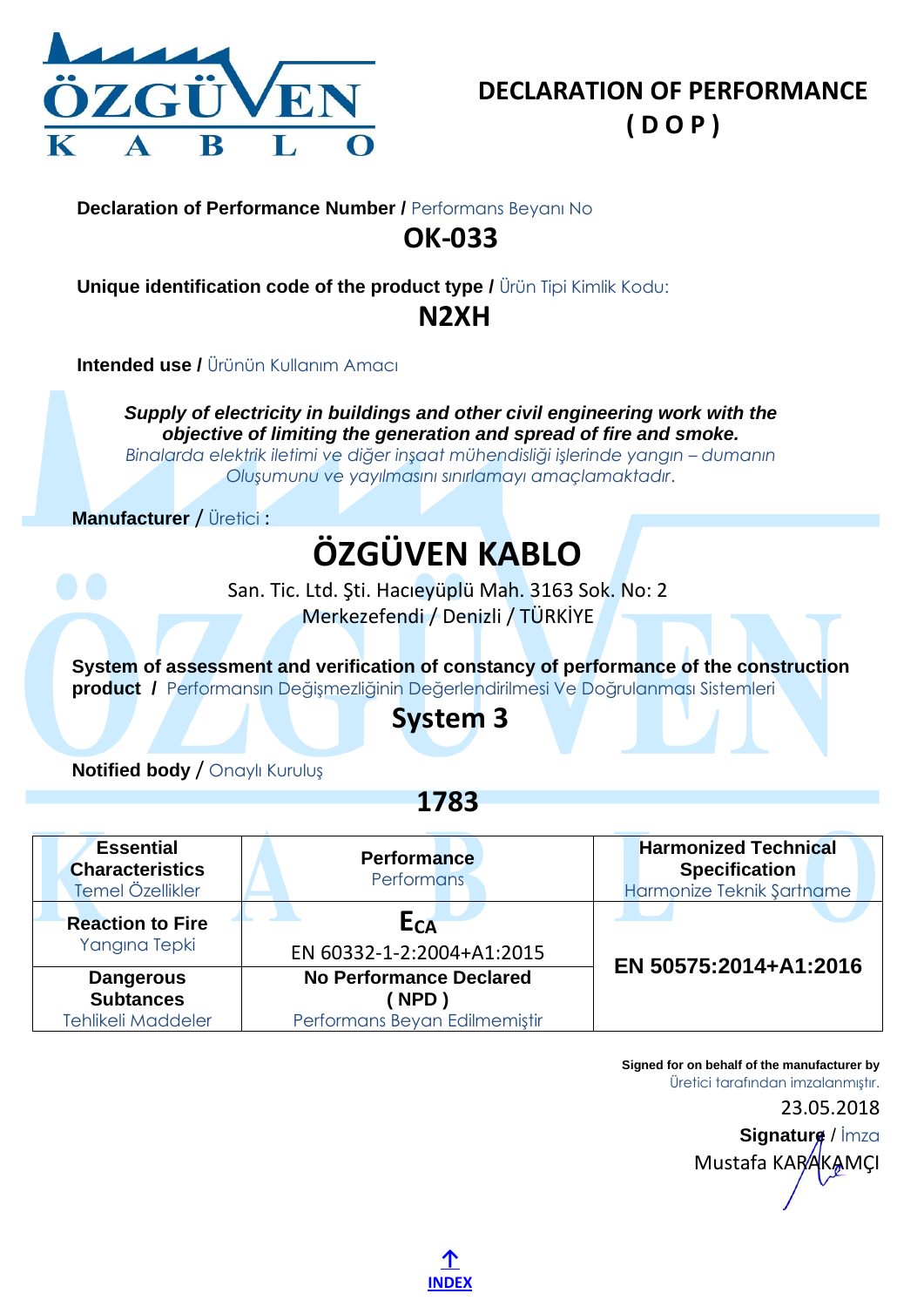# DECLARATION OF PERFORMANCE
# ( D O P )

**Declaration of Performance Number /** Performans Beyanı No

## OK-033

**Unique identification code of the product type /** Ürün Tipi Kimlik Kodu:

## N2XH

**Intended use /** Ürünün Kullanım Amacı

***Supply of electricity in buildings and other civil engineering work with the objective of limiting the generation and spread of fire and smoke.***
*Binalarda elektrik iletimi ve diğer inşaat mühendisliği işlerinde yangın – dumanın Oluşumunu ve yayılmasını sınırlamayı amaçlamaktadır.*

**Manufacturer** / Üretici :

## ÖZGÜVEN KABLO

San. Tic. Ltd. Şti. Hacıeyüplü Mah. 3163 Sok. No: 2
Merkezefendi / Denizli / TÜRKİYE

**System of assessment and verification of constancy of performance of the construction product /** Performansın Değişmezliğinin Değerlendirilmesi Ve Doğrulanması Sistemleri

## System 3

**Notified body** / Onaylı Kuruluş

## 1783

| **Essential Characteristics** Temel Özellikler | **Performance** Performans | **Harmonized Technical Specification** Harmonize Teknik Şartname |
|---|---|---|
| **Reaction to Fire** Yangına Tepki | $E_{CA}$ EN 60332-1-2:2004+A1:2015 | **EN 50575:2014+A1:2016** |
| **Dangerous Subtances** Tehlikeli Maddeler | **No Performance Declared ( NPD )** Performans Beyan Edilmemiştir | |

**Signed for on behalf of the manufacturer by**
Üretici tarafından imzalanmıştır.
23.05.2018
**Signature** / İmza
Mustafa KARAKAMÇI

INDEX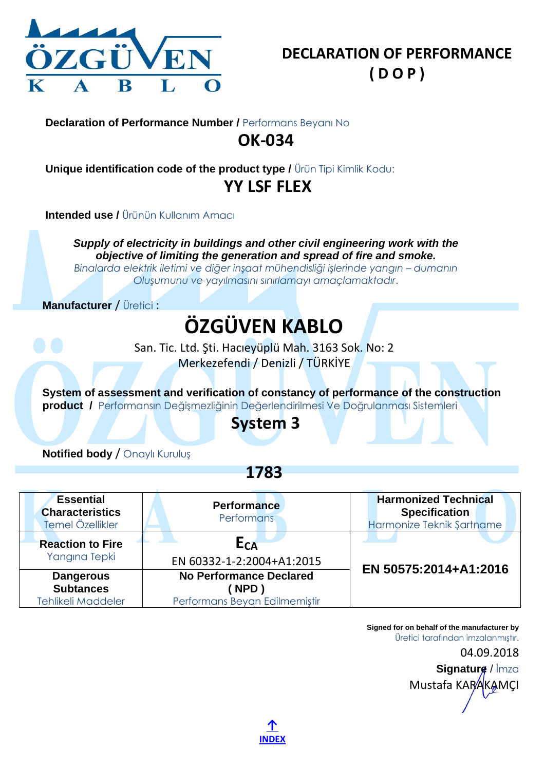# DECLARATION OF PERFORMANCE ( D O P )

**Declaration of Performance Number /** Performans Beyanı No

## OK-034

**Unique identification code of the product type /** Ürün Tipi Kimlik Kodu:

## YY LSF FLEX

**Intended use /** Ürünün Kullanım Amacı

***Supply of electricity in buildings and other civil engineering work with the objective of limiting the generation and spread of fire and smoke.***
*Binalarda elektrik iletimi ve diğer inşaat mühendisliği işlerinde yangın – dumanın Oluşumunu ve yayılmasını sınırlamayı amaçlamaktadır.*

**Manufacturer** / Üretici :

## ÖZGÜVEN KABLO

San. Tic. Ltd. Şti. Hacıeyüplü Mah. 3163 Sok. No: 2
Merkezefendi / Denizli / TÜRKİYE

**System of assessment and verification of constancy of performance of the construction product /** Performansın Değişmezliğinin Değerlendirilmesi Ve Doğrulanması Sistemleri

## System 3

**Notified body** / Onaylı Kuruluş

## 1783

| **Essential Characteristics** Temel Özellikler | **Performance** Performans | **Harmonized Technical Specification** Harmonize Teknik Şartname |
|---|---|---|
| **Reaction to Fire** Yangına Tepki | **$E_{CA}$** EN 60332-1-2:2004+A1:2015 | **EN 50575:2014+A1:2016** |
| **Dangerous Subtances** Tehlikeli Maddeler | **No Performance Declared ( NPD )** Performans Beyan Edilmemiştir | |

**Signed for on behalf of the manufacturer by**
Üretici tarafından imzalanmıştır.

04.09.2018

**Signature** / İmza

Mustafa KARAKAMÇI

↑ INDEX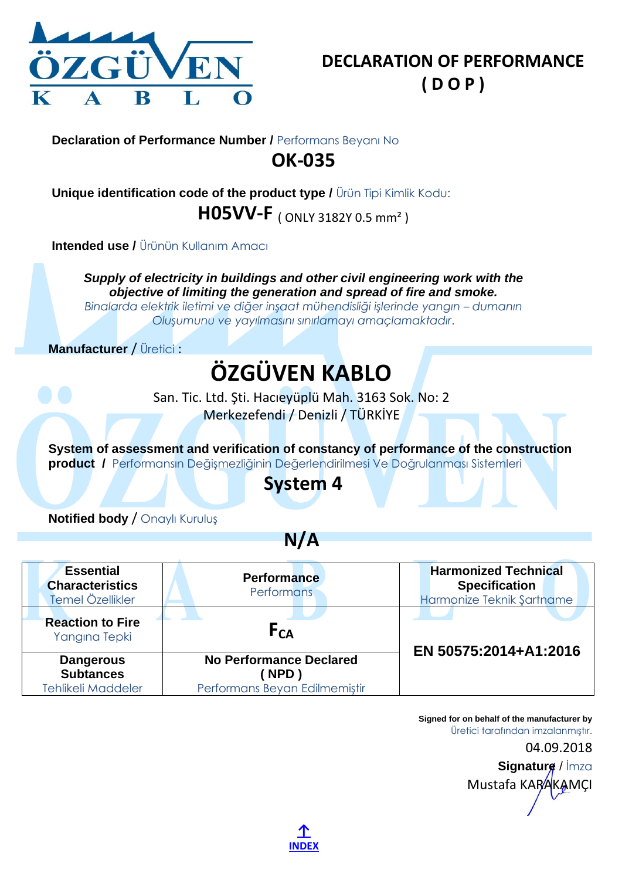# DECLARATION OF PERFORMANCE ( D O P )

**Declaration of Performance Number /** Performans Beyanı No

## OK-035

**Unique identification code of the product type /** Ürün Tipi Kimlik Kodu:

## H05VV-F ( ONLY 3182Y 0.5 mm² )

**Intended use /** Ürünün Kullanım Amacı

***Supply of electricity in buildings and other civil engineering work with the objective of limiting the generation and spread of fire and smoke.***
*Binalarda elektrik iletimi ve diğer inşaat mühendisliği işlerinde yangın – dumanın Oluşumunu ve yayılmasını sınırlamayı amaçlamaktadır.*

**Manufacturer** / Üretici :

## ÖZGÜVEN KABLO

San. Tic. Ltd. Şti. Hacıeyüplü Mah. 3163 Sok. No: 2
Merkezefendi / Denizli / TÜRKİYE

**System of assessment and verification of constancy of performance of the construction product /** Performansın Değişmezliğinin Değerlendirilmesi Ve Doğrulanması Sistemleri

## System 4

**Notified body** / Onaylı Kuruluş

## N/A

| **Essential Characteristics** Temel Özellikler | **Performance** Performans | **Harmonized Technical Specification** Harmonize Teknik Şartname |
|---|---|---|
| **Reaction to Fire** Yangına Tepki | $F_{CA}$ | **EN 50575:2014+A1:2016** |
| **Dangerous Subtances** Tehlikeli Maddeler | **No Performance Declared ( NPD )** Performans Beyan Edilmemiştir | |

**Signed for on behalf of the manufacturer by**
Üretici tarafından imzalanmıştır.

04.09.2018

**Signature** / İmza

Mustafa KARAKAMÇI

INDEX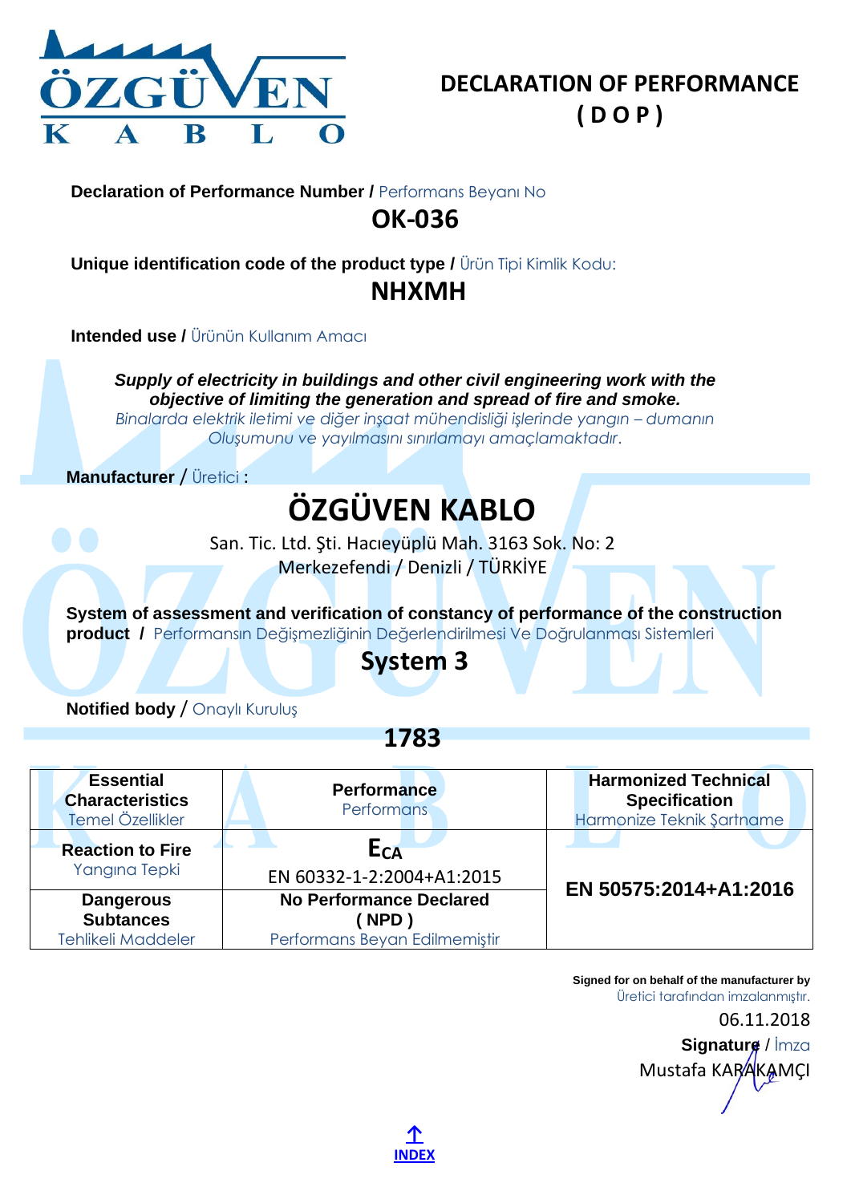# DECLARATION OF PERFORMANCE ( D O P )

**Declaration of Performance Number /** Performans Beyanı No

## OK-036

**Unique identification code of the product type /** Ürün Tipi Kimlik Kodu:

## NHXMH

**Intended use /** Ürünün Kullanım Amacı

***Supply of electricity in buildings and other civil engineering work with the objective of limiting the generation and spread of fire and smoke.***
*Binalarda elektrik iletimi ve diğer inşaat mühendisliği işlerinde yangın – dumanın Oluşumunu ve yayılmasını sınırlamayı amaçlamaktadır.*

**Manufacturer** / Üretici :

## ÖZGÜVEN KABLO

San. Tic. Ltd. Şti. Hacıeyüplü Mah. 3163 Sok. No: 2
Merkezefendi / Denizli / TÜRKİYE

**System of assessment and verification of constancy of performance of the construction product /** Performansın Değişmezliğinin Değerlendirilmesi Ve Doğrulanması Sistemleri

## System 3

**Notified body** / Onaylı Kuruluş

## 1783

| **Essential Characteristics** Temel Özellikler | **Performance** Performans | **Harmonized Technical Specification** Harmonize Teknik Şartname |
|---|---|---|
| **Reaction to Fire** Yangına Tepki | $E_{CA}$ EN 60332-1-2:2004+A1:2015 | **EN 50575:2014+A1:2016** |
| **Dangerous Subtances** Tehlikeli Maddeler | **No Performance Declared ( NPD )** Performans Beyan Edilmemiştir | |

**Signed for on behalf of the manufacturer by**
Üretici tarafından imzalanmıştır.

06.11.2018

**Signature** / İmza

Mustafa KARAKAMÇI

INDEX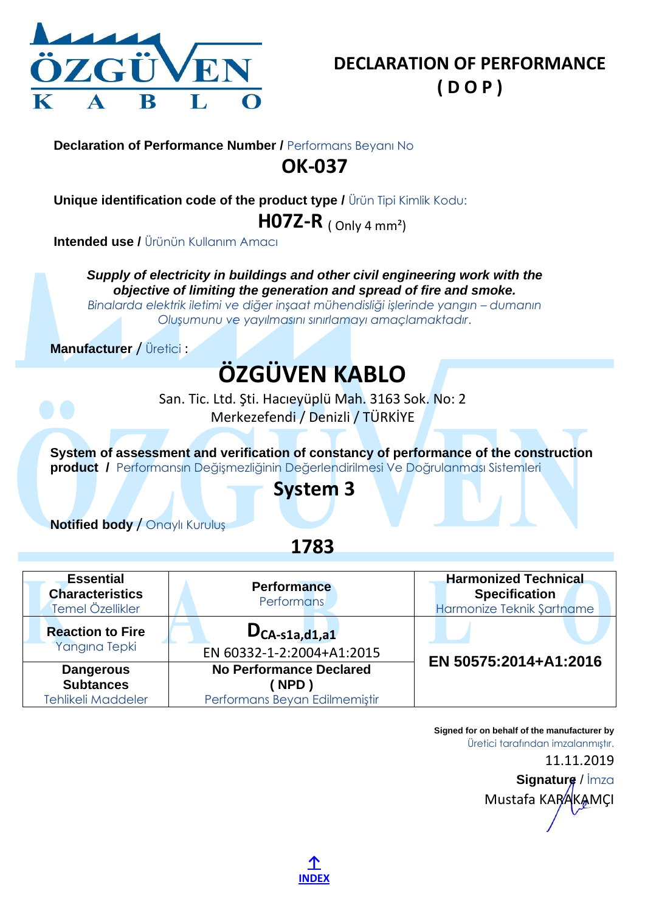ÖZGÜVEN KABLO

# DECLARATION OF PERFORMANCE ( D O P )

**Declaration of Performance Number /** Performans Beyanı No

## OK-037

**Unique identification code of the product type /** Ürün Tipi Kimlik Kodu:

**H07Z-R** ( Only 4 mm²)

**Intended use /** Ürünün Kullanım Amacı

***Supply of electricity in buildings and other civil engineering work with the objective of limiting the generation and spread of fire and smoke.***

*Binalarda elektrik iletimi ve diğer inşaat mühendisliği işlerinde yangın – dumanın Oluşumunu ve yayılmasını sınırlamayı amaçlamaktadır.*

**Manufacturer** / Üretici :

## ÖZGÜVEN KABLO

San. Tic. Ltd. Şti. Hacıeyüplü Mah. 3163 Sok. No: 2
Merkezefendi / Denizli / TÜRKİYE

**System of assessment and verification of constancy of performance of the construction product /** Performansın Değişmezliğinin Değerlendirilmesi Ve Doğrulanması Sistemleri

**System 3**

**Notified body** / Onaylı Kuruluş

**1783**

| **Essential Characteristics** Temel Özellikler | **Performance** Performans | **Harmonized Technical Specification** Harmonize Teknik Şartname |
|---|---|---|
| **Reaction to Fire** Yangına Tepki | **$D_{CA\text{-}s1a,d1,a1}$** EN 60332-1-2:2004+A1:2015 | **EN 50575:2014+A1:2016** |
| **Dangerous Subtances** Tehlikeli Maddeler | **No Performance Declared ( NPD )** Performans Beyan Edilmemiştir | |

**Signed for on behalf of the manufacturer by**
Üretici tarafından imzalanmıştır.

11.11.2019

**Signature** / İmza

Mustafa KARAKAMÇI

INDEX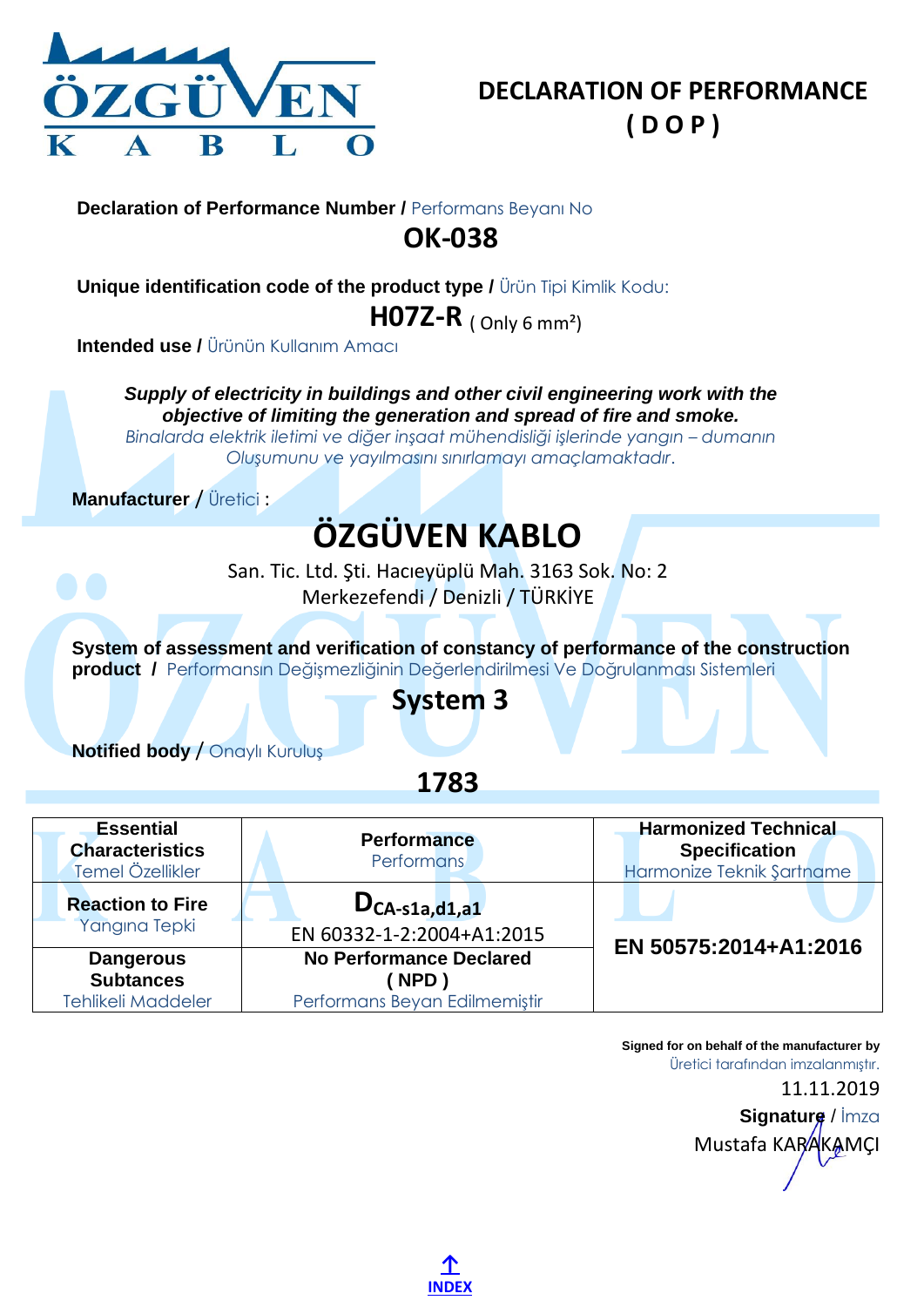# DECLARATION OF PERFORMANCE
# ( D O P )

**Declaration of Performance Number /** Performans Beyanı No

## OK-038

**Unique identification code of the product type /** Ürün Tipi Kimlik Kodu:

## H07Z-R ( Only 6 mm²)

**Intended use /** Ürünün Kullanım Amacı

***Supply of electricity in buildings and other civil engineering work with the objective of limiting the generation and spread of fire and smoke.***
*Binalarda elektrik iletimi ve diğer inşaat mühendisliği işlerinde yangın – dumanın Oluşumunu ve yayılmasını sınırlamayı amaçlamaktadır.*

**Manufacturer** / Üretici :

## ÖZGÜVEN KABLO

San. Tic. Ltd. Şti. Hacıeyüplü Mah. 3163 Sok. No: 2
Merkezefendi / Denizli / TÜRKİYE

**System of assessment and verification of constancy of performance of the construction product /** Performansın Değişmezliğinin Değerlendirilmesi Ve Doğrulanması Sistemleri

## System 3

**Notified body** / Onaylı Kuruluş

## 1783

| **Essential Characteristics** Temel Özellikler | **Performance** Performans | **Harmonized Technical Specification** Harmonize Teknik Şartname |
|---|---|---|
| **Reaction to Fire** Yangına Tepki | $D_{CA\text{-}s1a,d1,a1}$ EN 60332-1-2:2004+A1:2015 | **EN 50575:2014+A1:2016** |
| **Dangerous Subtances** Tehlikeli Maddeler | **No Performance Declared ( NPD )** Performans Beyan Edilmemiştir | |

**Signed for on behalf of the manufacturer by**
Üretici tarafından imzalanmıştır.

11.11.2019

**Signature** / İmza

Mustafa KARAKAMÇI

INDEX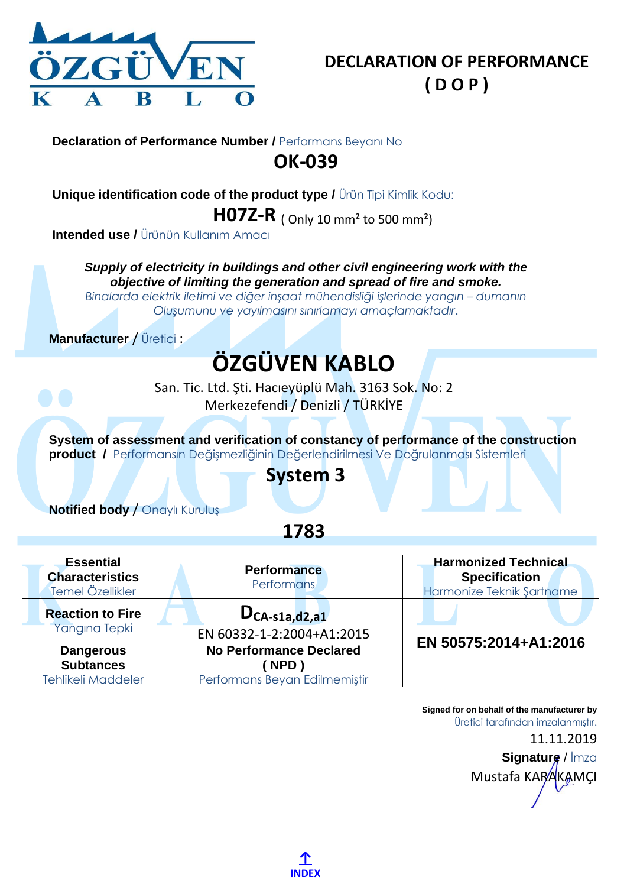ÖZGÜVEN KABLO

# DECLARATION OF PERFORMANCE ( D O P )

**Declaration of Performance Number /** Performans Beyanı No

## OK-039

**Unique identification code of the product type /** Ürün Tipi Kimlik Kodu:

**H07Z-R** ( Only 10 mm² to 500 mm²)

**Intended use /** Ürünün Kullanım Amacı

***Supply of electricity in buildings and other civil engineering work with the objective of limiting the generation and spread of fire and smoke.***
*Binalarda elektrik iletimi ve diğer inşaat mühendisliği işlerinde yangın – dumanın Oluşumunu ve yayılmasını sınırlamayı amaçlamaktadır.*

**Manufacturer** / Üretici :

## ÖZGÜVEN KABLO

San. Tic. Ltd. Şti. Hacıeyüplü Mah. 3163 Sok. No: 2
Merkezefendi / Denizli / TÜRKİYE

**System of assessment and verification of constancy of performance of the construction product /** Performansın Değişmezliğinin Değerlendirilmesi Ve Doğrulanması Sistemleri

**System 3**

**Notified body** / Onaylı Kuruluş

**1783**

| **Essential Characteristics** Temel Özellikler | **Performance** Performans | **Harmonized Technical Specification** Harmonize Teknik Şartname |
|---|---|---|
| **Reaction to Fire** Yangına Tepki | $D_{CA\text{-}s1a,d2,a1}$ EN 60332-1-2:2004+A1:2015 | **EN 50575:2014+A1:2016** |
| **Dangerous Subtances** Tehlikeli Maddeler | **No Performance Declared ( NPD )** Performans Beyan Edilmemiştir | |

**Signed for on behalf of the manufacturer by**
Üretici tarafından imzalanmıştır.

11.11.2019

**Signature** / İmza

Mustafa KARAKAMÇI

INDEX